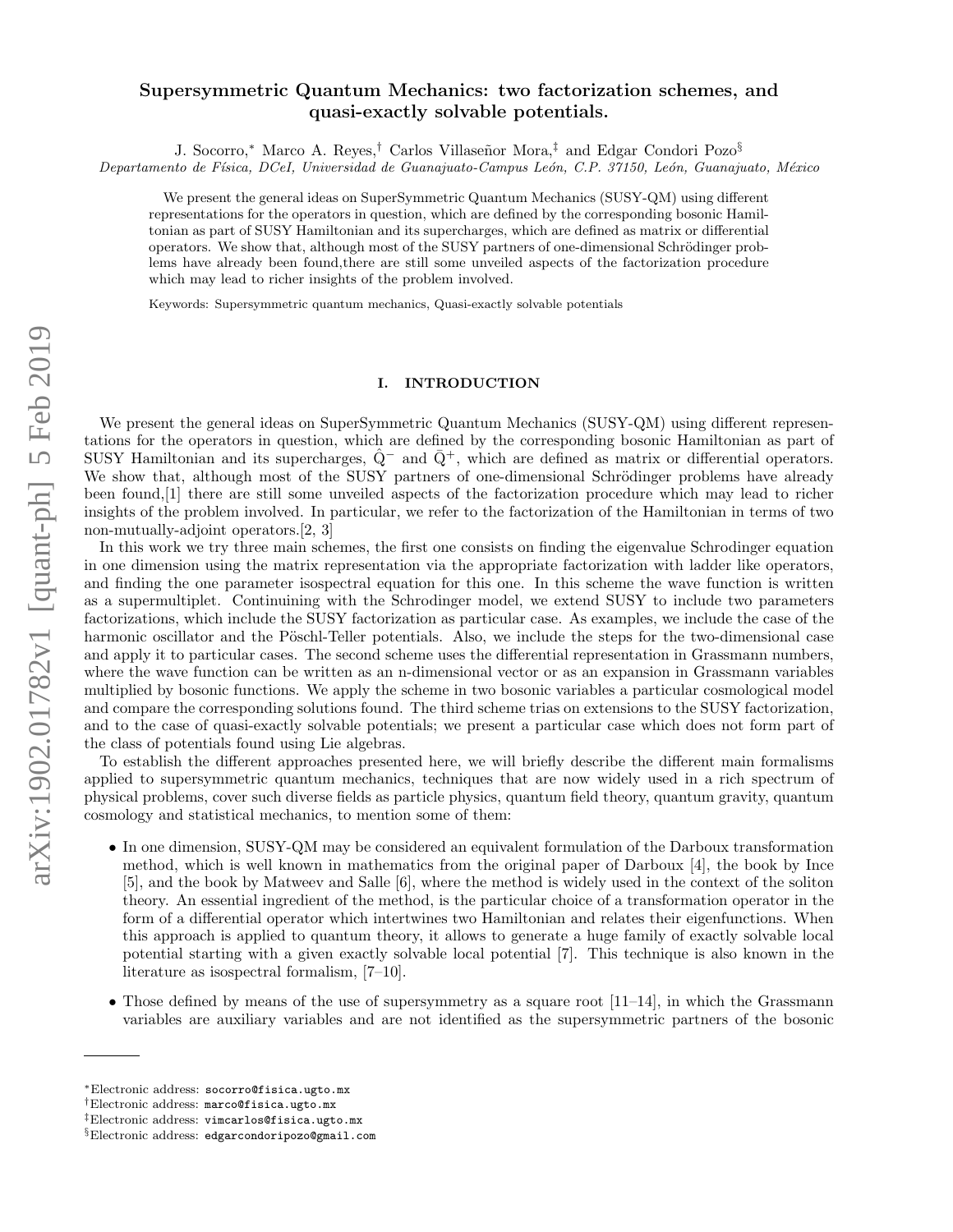# Supersymmetric Quantum Mechanics: two factorization schemes, and quasi-exactly solvable potentials.

J. Socorro,* Marco A. Reyes,† Carlos Villaseñor Mora,‡ and Edgar Condori Pozo§

*Departamento de Física, DCeI, Universidad de Guanajuato-Campus León, C.P. 37150, León, Guanajuato, México*

We present the general ideas on SuperSymmetric Quantum Mechanics (SUSY-QM) using different representations for the operators in question, which are defined by the corresponding bosonic Hamiltonian as part of SUSY Hamiltonian and its supercharges, which are defined as matrix or differential operators. We show that, although most of the SUSY partners of one-dimensional Schrödinger problems have already been found,there are still some unveiled aspects of the factorization procedure which may lead to richer insights of the problem involved.

Keywords: Supersymmetric quantum mechanics, Quasi-exactly solvable potentials

## I. INTRODUCTION

We present the general ideas on SuperSymmetric Quantum Mechanics (SUSY-QM) using different representations for the operators in question, which are defined by the corresponding bosonic Hamiltonian as part of SUSY Hamiltonian and its supercharges, $\hat{Q}^-$ and $\bar{Q}^+$, which are defined as matrix or differential operators. We show that, although most of the SUSY partners of one-dimensional Schrödinger problems have already been found,[1] there are still some unveiled aspects of the factorization procedure which may lead to richer insights of the problem involved. In particular, we refer to the factorization of the Hamiltonian in terms of two non-mutually-adjoint operators.[2, 3]

In this work we try three main schemes, the first one consists on finding the eigenvalue Schrodinger equation in one dimension using the matrix representation via the appropriate factorization with ladder like operators, and finding the one parameter isospectral equation for this one. In this scheme the wave function is written as a supermultiplet. Continuining with the Schrodinger model, we extend SUSY to include two parameters factorizations, which include the SUSY factorization as particular case. As examples, we include the case of the harmonic oscillator and the Pöschl-Teller potentials. Also, we include the steps for the two-dimensional case and apply it to particular cases. The second scheme uses the differential representation in Grassmann numbers, where the wave function can be written as an n-dimensional vector or as an expansion in Grassmann variables multiplied by bosonic functions. We apply the scheme in two bosonic variables a particular cosmological model and compare the corresponding solutions found. The third scheme trias on extensions to the SUSY factorization, and to the case of quasi-exactly solvable potentials; we present a particular case which does not form part of the class of potentials found using Lie algebras.

To establish the different approaches presented here, we will briefly describe the different main formalisms applied to supersymmetric quantum mechanics, techniques that are now widely used in a rich spectrum of physical problems, cover such diverse fields as particle physics, quantum field theory, quantum gravity, quantum cosmology and statistical mechanics, to mention some of them:

- In one dimension, SUSY-QM may be considered an equivalent formulation of the Darboux transformation method, which is well known in mathematics from the original paper of Darboux [4], the book by Ince [5], and the book by Matweev and Salle [6], where the method is widely used in the context of the soliton theory. An essential ingredient of the method, is the particular choice of a transformation operator in the form of a differential operator which intertwines two Hamiltonian and relates their eigenfunctions. When this approach is applied to quantum theory, it allows to generate a huge family of exactly solvable local potential starting with a given exactly solvable local potential [7]. This technique is also known in the literature as isospectral formalism, [7–10].
- Those defined by means of the use of supersymmetry as a square root [11–14], in which the Grassmann variables are auxiliary variables and are not identified as the supersymmetric partners of the bosonic

---

*Electronic address: socorro@fisica.ugto.mx
†Electronic address: marco@fisica.ugto.mx
‡Electronic address: vimcarlos@fisica.ugto.mx
§Electronic address: edgarcondoripozo@gmail.com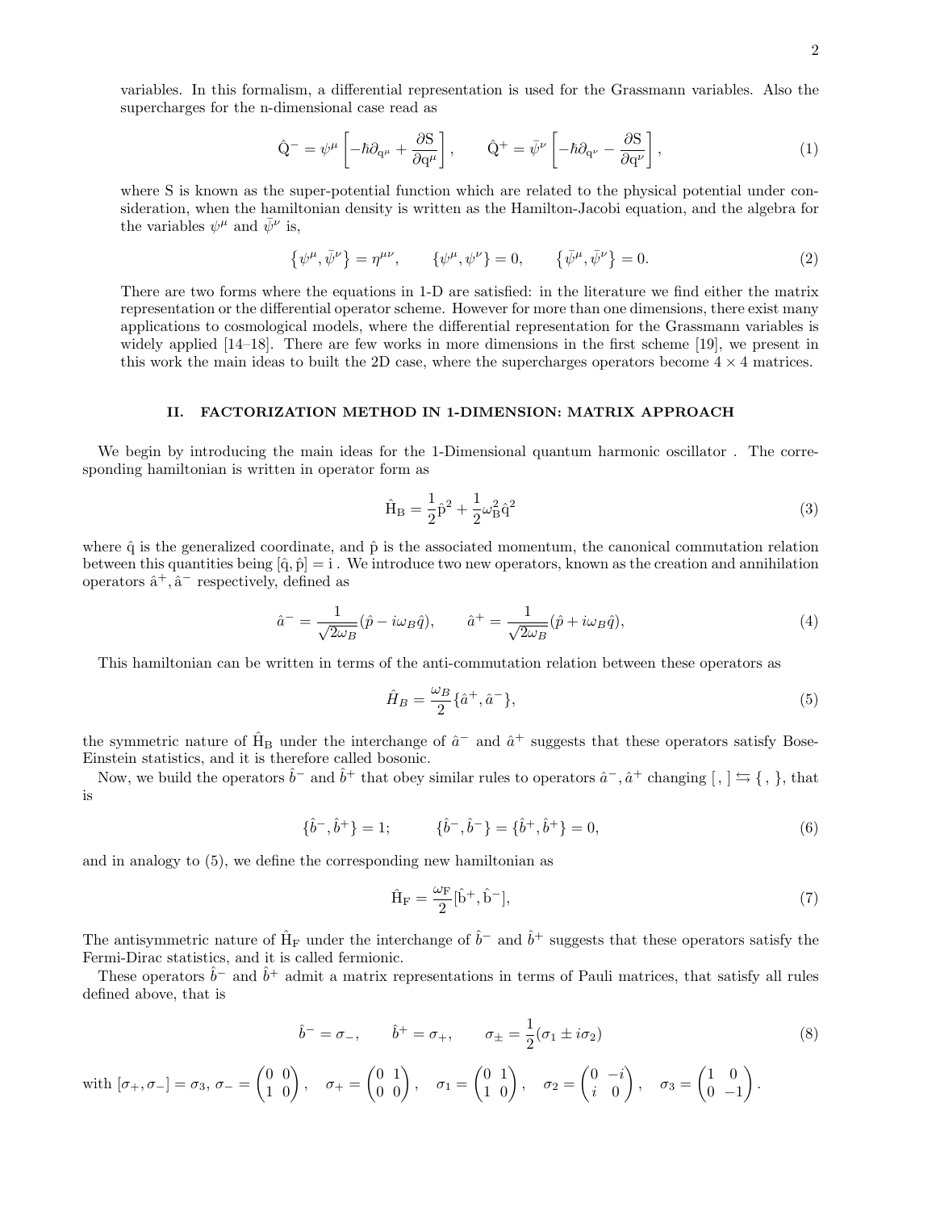variables. In this formalism, a differential representation is used for the Grassmann variables. Also the supercharges for the n-dimensional case read as

$$\hat{Q}^{-} = \psi^{\mu}\left[-\hbar\partial_{q^{\mu}} + \frac{\partial S}{\partial q^{\mu}}\right], \qquad \hat{Q}^{+} = \bar{\psi}^{\nu}\left[-\hbar\partial_{q^{\nu}} - \frac{\partial S}{\partial q^{\nu}}\right], \tag{1}$$

where S is known as the super-potential function which are related to the physical potential under consideration, when the hamiltonian density is written as the Hamilton-Jacobi equation, and the algebra for the variables $\psi^{\mu}$ and $\bar{\psi}^{\nu}$ is,

$$\{\psi^{\mu}, \bar{\psi}^{\nu}\} = \eta^{\mu\nu}, \qquad \{\psi^{\mu}, \psi^{\nu}\} = 0, \qquad \{\bar{\psi}^{\mu}, \bar{\psi}^{\nu}\} = 0. \tag{2}$$

There are two forms where the equations in 1-D are satisfied: in the literature we find either the matrix representation or the differential operator scheme. However for more than one dimensions, there exist many applications to cosmological models, where the differential representation for the Grassmann variables is widely applied [14–18]. There are few works in more dimensions in the first scheme [19], we present in this work the main ideas to built the 2D case, where the supercharges operators become $4 \times 4$ matrices.

## II. FACTORIZATION METHOD IN 1-DIMENSION: MATRIX APPROACH

We begin by introducing the main ideas for the 1-Dimensional quantum harmonic oscillator . The corresponding hamiltonian is written in operator form as

$$\hat{H}_B = \frac{1}{2}\hat{p}^2 + \frac{1}{2}\omega_B^2\hat{q}^2 \tag{3}$$

where $\hat{q}$ is the generalized coordinate, and $\hat{p}$ is the associated momentum, the canonical commutation relation between this quantities being $[\hat{q}, \hat{p}] = i$ . We introduce two new operators, known as the creation and annihilation operators $\hat{a}^{+}, \hat{a}^{-}$ respectively, defined as

$$\hat{a}^{-} = \frac{1}{\sqrt{2\omega_B}}(\hat{p} - i\omega_B\hat{q}), \qquad \hat{a}^{+} = \frac{1}{\sqrt{2\omega_B}}(\hat{p} + i\omega_B\hat{q}), \tag{4}$$

This hamiltonian can be written in terms of the anti-commutation relation between these operators as

$$\hat{H}_B = \frac{\omega_B}{2}\{\hat{a}^{+}, \hat{a}^{-}\}, \tag{5}$$

the symmetric nature of $\hat{H}_B$ under the interchange of $\hat{a}^{-}$ and $\hat{a}^{+}$ suggests that these operators satisfy Bose-Einstein statistics, and it is therefore called bosonic.

Now, we build the operators $\hat{b}^{-}$ and $\hat{b}^{+}$ that obey similar rules to operators $\hat{a}^{-}, \hat{a}^{+}$ changing $[\, ,\, ] \leftrightarrows \{\, ,\, \}$, that is

$$\{\hat{b}^{-}, \hat{b}^{+}\} = 1; \qquad \{\hat{b}^{-}, \hat{b}^{-}\} = \{\hat{b}^{+}, \hat{b}^{+}\} = 0, \tag{6}$$

and in analogy to (5), we define the corresponding new hamiltonian as

$$\hat{H}_F = \frac{\omega_F}{2}[\hat{b}^{+}, \hat{b}^{-}], \tag{7}$$

The antisymmetric nature of $\hat{H}_F$ under the interchange of $\hat{b}^{-}$ and $\hat{b}^{+}$ suggests that these operators satisfy the Fermi-Dirac statistics, and it is called fermionic.

These operators $\hat{b}^{-}$ and $\hat{b}^{+}$ admit a matrix representations in terms of Pauli matrices, that satisfy all rules defined above, that is

$$\hat{b}^{-} = \sigma_{-}, \qquad \hat{b}^{+} = \sigma_{+}, \qquad \sigma_{\pm} = \frac{1}{2}(\sigma_1 \pm i\sigma_2) \tag{8}$$

with $[\sigma_{+}, \sigma_{-}] = \sigma_3$, $\sigma_{-} = \begin{pmatrix} 0 & 0 \\ 1 & 0 \end{pmatrix}$, $\quad \sigma_{+} = \begin{pmatrix} 0 & 1 \\ 0 & 0 \end{pmatrix}$, $\quad \sigma_1 = \begin{pmatrix} 0 & 1 \\ 1 & 0 \end{pmatrix}$, $\quad \sigma_2 = \begin{pmatrix} 0 & -i \\ i & 0 \end{pmatrix}$, $\quad \sigma_3 = \begin{pmatrix} 1 & 0 \\ 0 & -1 \end{pmatrix}$.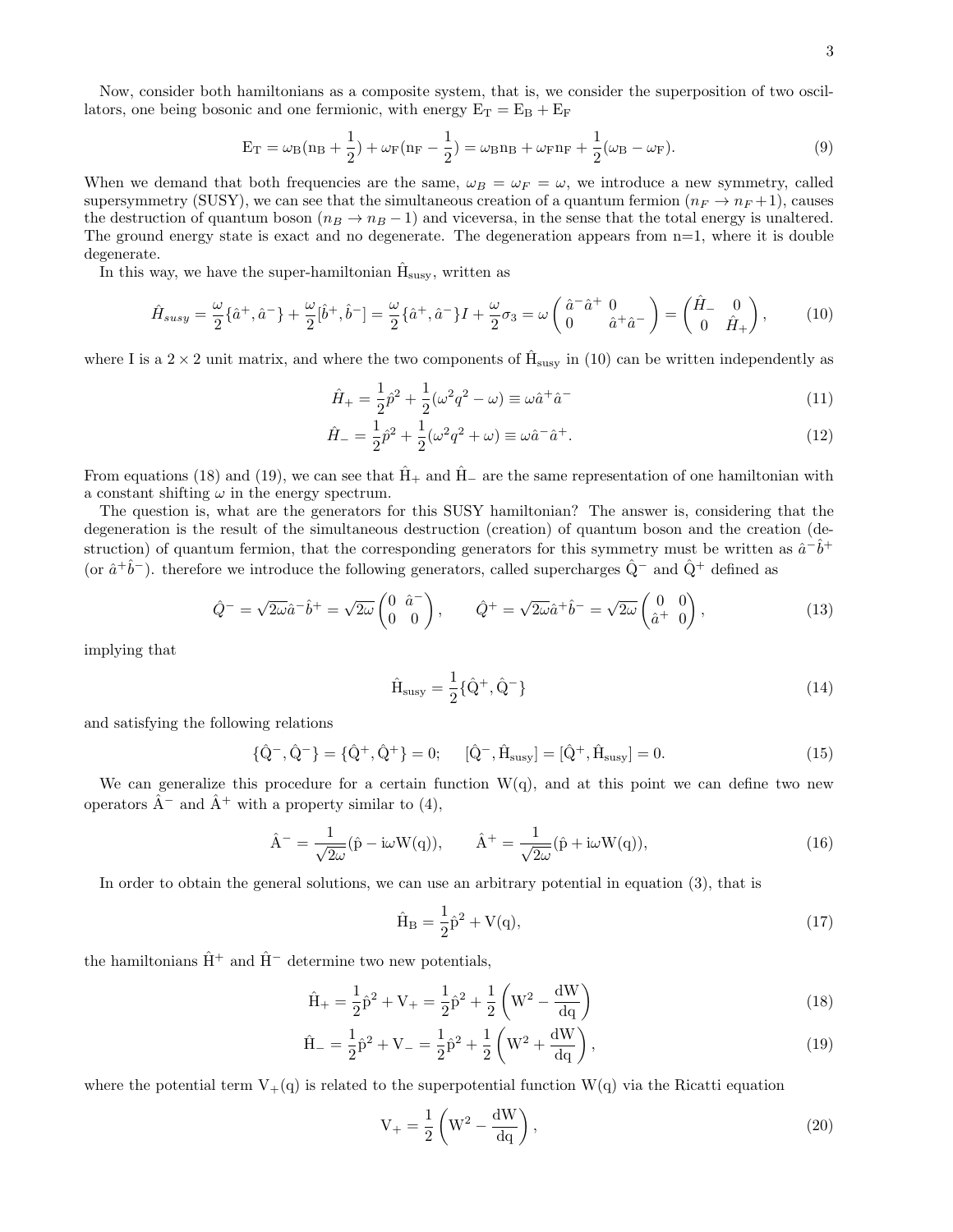Now, consider both hamiltonians as a composite system, that is, we consider the superposition of two oscillators, one being bosonic and one fermionic, with energy $\mathrm{E_T = E_B + E_F}$

$$\mathrm{E_T} = \omega_{\mathrm{B}}(\mathrm{n_B} + \frac{1}{2}) + \omega_{\mathrm{F}}(\mathrm{n_F} - \frac{1}{2}) = \omega_{\mathrm{B}}\mathrm{n_B} + \omega_{\mathrm{F}}\mathrm{n_F} + \frac{1}{2}(\omega_{\mathrm{B}} - \omega_{\mathrm{F}}). \tag{9}$$

When we demand that both frequencies are the same, $\omega_B = \omega_F = \omega$, we introduce a new symmetry, called supersymmetry (SUSY), we can see that the simultaneous creation of a quantum fermion ($n_F \to n_F + 1$), causes the destruction of quantum boson ($n_B \to n_B - 1$) and viceversa, in the sense that the total energy is unaltered. The ground energy state is exact and no degenerate. The degeneration appears from n=1, where it is double degenerate.

In this way, we have the super-hamiltonian $\hat{\mathrm{H}}_{\mathrm{susy}}$, written as

$$\hat{H}_{susy} = \frac{\omega}{2}\{\hat{a}^+, \hat{a}^-\} + \frac{\omega}{2}[\hat{b}^+, \hat{b}^-] = \frac{\omega}{2}\{\hat{a}^+, \hat{a}^-\}I + \frac{\omega}{2}\sigma_3 = \omega\begin{pmatrix} \hat{a}^-\hat{a}^+ & 0 \\ 0 & \hat{a}^+\hat{a}^- \end{pmatrix} = \begin{pmatrix} \hat{H}_- & 0 \\ 0 & \hat{H}_+ \end{pmatrix}, \tag{10}$$

where I is a $2 \times 2$ unit matrix, and where the two components of $\hat{\mathrm{H}}_{\mathrm{susy}}$ in (10) can be written independently as

$$\hat{H}_+ = \frac{1}{2}\hat{p}^2 + \frac{1}{2}(\omega^2 q^2 - \omega) \equiv \omega\hat{a}^+\hat{a}^- \tag{11}$$

$$\hat{H}_- = \frac{1}{2}\hat{p}^2 + \frac{1}{2}(\omega^2 q^2 + \omega) \equiv \omega\hat{a}^-\hat{a}^+. \tag{12}$$

From equations (18) and (19), we can see that $\hat{\mathrm{H}}_+$ and $\hat{\mathrm{H}}_-$ are the same representation of one hamiltonian with a constant shifting $\omega$ in the energy spectrum.

The question is, what are the generators for this SUSY hamiltonian? The answer is, considering that the degeneration is the result of the simultaneous destruction (creation) of quantum boson and the creation (destruction) of quantum fermion, that the corresponding generators for this symmetry must be written as $\hat{a}^-\hat{b}^+$ (or $\hat{a}^+\hat{b}^-$). therefore we introduce the following generators, called supercharges $\hat{\mathrm{Q}}^-$ and $\hat{\mathrm{Q}}^+$ defined as

$$\hat{Q}^- = \sqrt{2\omega}\hat{a}^-\hat{b}^+ = \sqrt{2\omega}\begin{pmatrix} 0 & \hat{a}^- \\ 0 & 0 \end{pmatrix}, \qquad \hat{Q}^+ = \sqrt{2\omega}\hat{a}^+\hat{b}^- = \sqrt{2\omega}\begin{pmatrix} 0 & 0 \\ \hat{a}^+ & 0 \end{pmatrix}, \tag{13}$$

implying that

$$\hat{\mathrm{H}}_{\mathrm{susy}} = \frac{1}{2}\{\hat{\mathrm{Q}}^+, \hat{\mathrm{Q}}^-\} \tag{14}$$

and satisfying the following relations

$$\{\hat{\mathrm{Q}}^-, \hat{\mathrm{Q}}^-\} = \{\hat{\mathrm{Q}}^+, \hat{\mathrm{Q}}^+\} = 0; \qquad [\hat{\mathrm{Q}}^-, \hat{\mathrm{H}}_{\mathrm{susy}}] = [\hat{\mathrm{Q}}^+, \hat{\mathrm{H}}_{\mathrm{susy}}] = 0. \tag{15}$$

We can generalize this procedure for a certain function W(q), and at this point we can define two new operators $\hat{\mathrm{A}}^-$ and $\hat{\mathrm{A}}^+$ with a property similar to (4),

$$\hat{\mathrm{A}}^- = \frac{1}{\sqrt{2\omega}}(\hat{\mathrm{p}} - \mathrm{i}\omega\mathrm{W(q)}), \qquad \hat{\mathrm{A}}^+ = \frac{1}{\sqrt{2\omega}}(\hat{\mathrm{p}} + \mathrm{i}\omega\mathrm{W(q)}), \tag{16}$$

In order to obtain the general solutions, we can use an arbitrary potential in equation (3), that is

$$\hat{\mathrm{H}}_{\mathrm{B}} = \frac{1}{2}\hat{\mathrm{p}}^2 + \mathrm{V(q)}, \tag{17}$$

the hamiltonians $\hat{\mathrm{H}}^+$ and $\hat{\mathrm{H}}^-$ determine two new potentials,

$$\hat{\mathrm{H}}_+ = \frac{1}{2}\hat{\mathrm{p}}^2 + \mathrm{V}_+ = \frac{1}{2}\hat{\mathrm{p}}^2 + \frac{1}{2}\left(\mathrm{W}^2 - \frac{\mathrm{dW}}{\mathrm{dq}}\right) \tag{18}$$

$$\hat{\mathrm{H}}_- = \frac{1}{2}\hat{\mathrm{p}}^2 + \mathrm{V}_- = \frac{1}{2}\hat{\mathrm{p}}^2 + \frac{1}{2}\left(\mathrm{W}^2 + \frac{\mathrm{dW}}{\mathrm{dq}}\right), \tag{19}$$

where the potential term $\mathrm{V}_+(q)$ is related to the superpotential function W(q) via the Ricatti equation

$$\mathrm{V}_+ = \frac{1}{2}\left(\mathrm{W}^2 - \frac{\mathrm{dW}}{\mathrm{dq}}\right), \tag{20}$$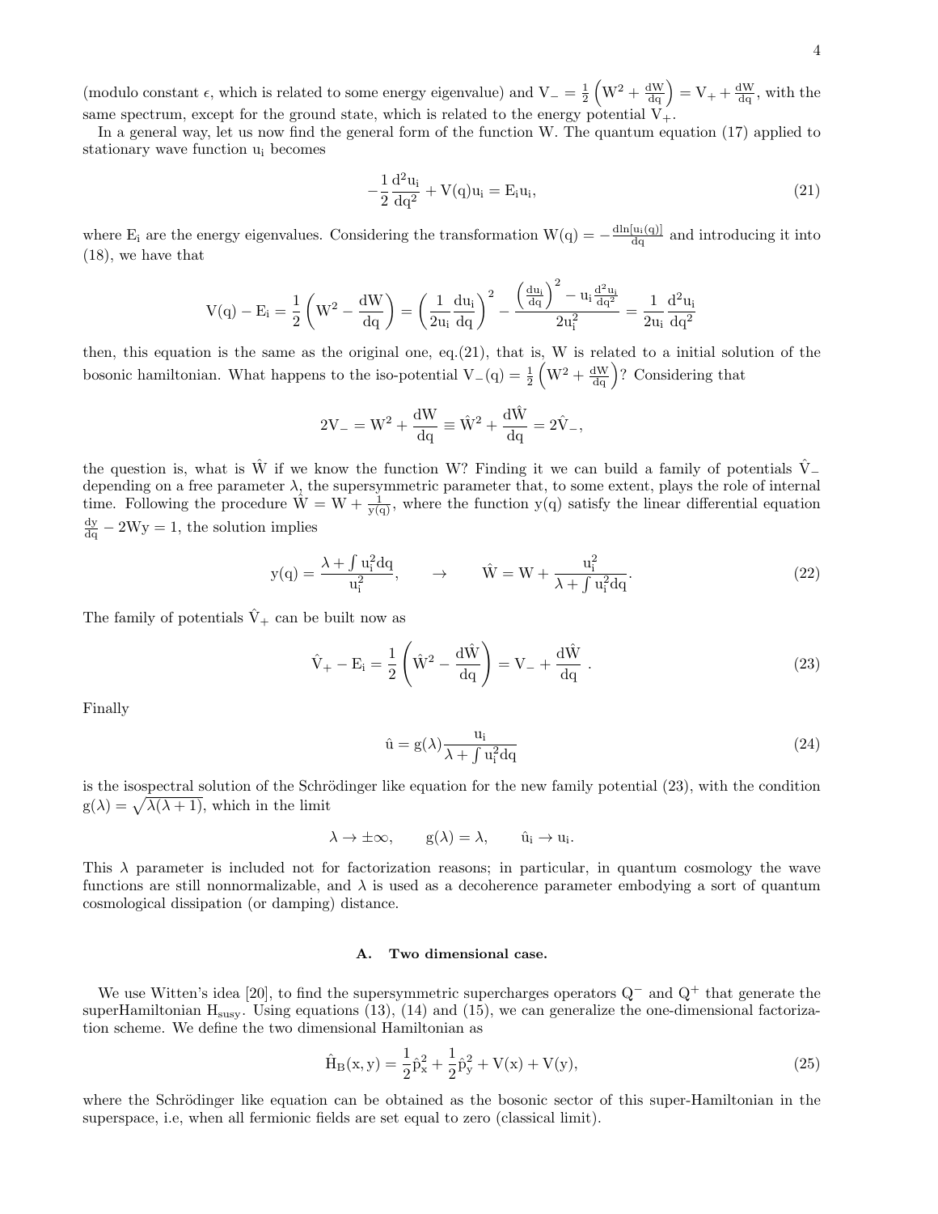(modulo constant $\epsilon$, which is related to some energy eigenvalue) and $\mathrm{V_-} = \frac{1}{2}\left(\mathrm{W^2} + \frac{\mathrm{dW}}{\mathrm{dq}}\right) = \mathrm{V_+} + \frac{\mathrm{dW}}{\mathrm{dq}}$, with the same spectrum, except for the ground state, which is related to the energy potential $\mathrm{V_+}$.

In a general way, let us now find the general form of the function W. The quantum equation (17) applied to stationary wave function $\mathrm{u_i}$ becomes

$$-\frac{1}{2}\frac{\mathrm{d^2u_i}}{\mathrm{dq^2}} + \mathrm{V(q)u_i} = \mathrm{E_iu_i}, \tag{21}$$

where $\mathrm{E_i}$ are the energy eigenvalues. Considering the transformation $\mathrm{W(q)} = -\frac{\mathrm{d ln[u_i(q)]}}{\mathrm{dq}}$ and introducing it into (18), we have that

$$\mathrm{V(q) - E_i} = \frac{1}{2}\left(\mathrm{W^2} - \frac{\mathrm{dW}}{\mathrm{dq}}\right) = \left(\frac{1}{\mathrm{2u_i}}\frac{\mathrm{du_i}}{\mathrm{dq}}\right)^2 - \frac{\left(\frac{\mathrm{du_i}}{\mathrm{dq}}\right)^2 - \mathrm{u_i}\frac{\mathrm{d^2u_i}}{\mathrm{dq^2}}}{\mathrm{2u_i^2}} = \frac{1}{\mathrm{2u_i}}\frac{\mathrm{d^2u_i}}{\mathrm{dq^2}}$$

then, this equation is the same as the original one, eq.(21), that is, W is related to a initial solution of the bosonic hamiltonian. What happens to the iso-potential $\mathrm{V_-(q)} = \frac{1}{2}\left(\mathrm{W^2} + \frac{\mathrm{dW}}{\mathrm{dq}}\right)$? Considering that

$$\mathrm{2V_-} = \mathrm{W^2} + \frac{\mathrm{dW}}{\mathrm{dq}} \equiv \mathrm{\hat{W}^2} + \frac{\mathrm{d\hat{W}}}{\mathrm{dq}} = \mathrm{2\hat{V}_-},$$

the question is, what is $\mathrm{\hat{W}}$ if we know the function W? Finding it we can build a family of potentials $\mathrm{\hat{V}_-}$ depending on a free parameter $\lambda$, the supersymmetric parameter that, to some extent, plays the role of internal time. Following the procedure $\mathrm{\hat{W}} = \mathrm{W} + \frac{1}{\mathrm{y(q)}}$, where the function y(q) satisfy the linear differential equation $\frac{\mathrm{dy}}{\mathrm{dq}} - \mathrm{2Wy} = 1$, the solution implies

$$\mathrm{y(q)} = \frac{\lambda + \int \mathrm{u_i^2 dq}}{\mathrm{u_i^2}}, \qquad \rightarrow \qquad \mathrm{\hat{W}} = \mathrm{W} + \frac{\mathrm{u_i^2}}{\lambda + \int \mathrm{u_i^2 dq}}. \tag{22}$$

The family of potentials $\mathrm{\hat{V}_+}$ can be built now as

$$\mathrm{\hat{V}_+ - E_i} = \frac{1}{2}\left(\mathrm{\hat{W}^2} - \frac{\mathrm{d\hat{W}}}{\mathrm{dq}}\right) = \mathrm{V_-} + \frac{\mathrm{d\hat{W}}}{\mathrm{dq}}\ . \tag{23}$$

Finally

$$\mathrm{\hat{u}} = \mathrm{g}(\lambda)\frac{\mathrm{u_i}}{\lambda + \int \mathrm{u_i^2 dq}} \tag{24}$$

is the isospectral solution of the Schrödinger like equation for the new family potential (23), with the condition $\mathrm{g}(\lambda) = \sqrt{\lambda(\lambda+1)}$, which in the limit

$$\lambda \rightarrow \pm\infty, \qquad \mathrm{g}(\lambda) = \lambda, \qquad \mathrm{\hat{u}_i} \rightarrow \mathrm{u_i}.$$

This $\lambda$ parameter is included not for factorization reasons; in particular, in quantum cosmology the wave functions are still nonnormalizable, and $\lambda$ is used as a decoherence parameter embodying a sort of quantum cosmological dissipation (or damping) distance.

### A. Two dimensional case.

We use Witten's idea [20], to find the supersymmetric supercharges operators $\mathrm{Q^-}$ and $\mathrm{Q^+}$ that generate the superHamiltonian $\mathrm{H_{susy}}$. Using equations (13), (14) and (15), we can generalize the one-dimensional factorization scheme. We define the two dimensional Hamiltonian as

$$\mathrm{\hat{H}_B(x,y)} = \frac{1}{2}\mathrm{\hat{p}_x^2} + \frac{1}{2}\mathrm{\hat{p}_y^2} + \mathrm{V(x)} + \mathrm{V(y)}, \tag{25}$$

where the Schrödinger like equation can be obtained as the bosonic sector of this super-Hamiltonian in the superspace, i.e, when all fermionic fields are set equal to zero (classical limit).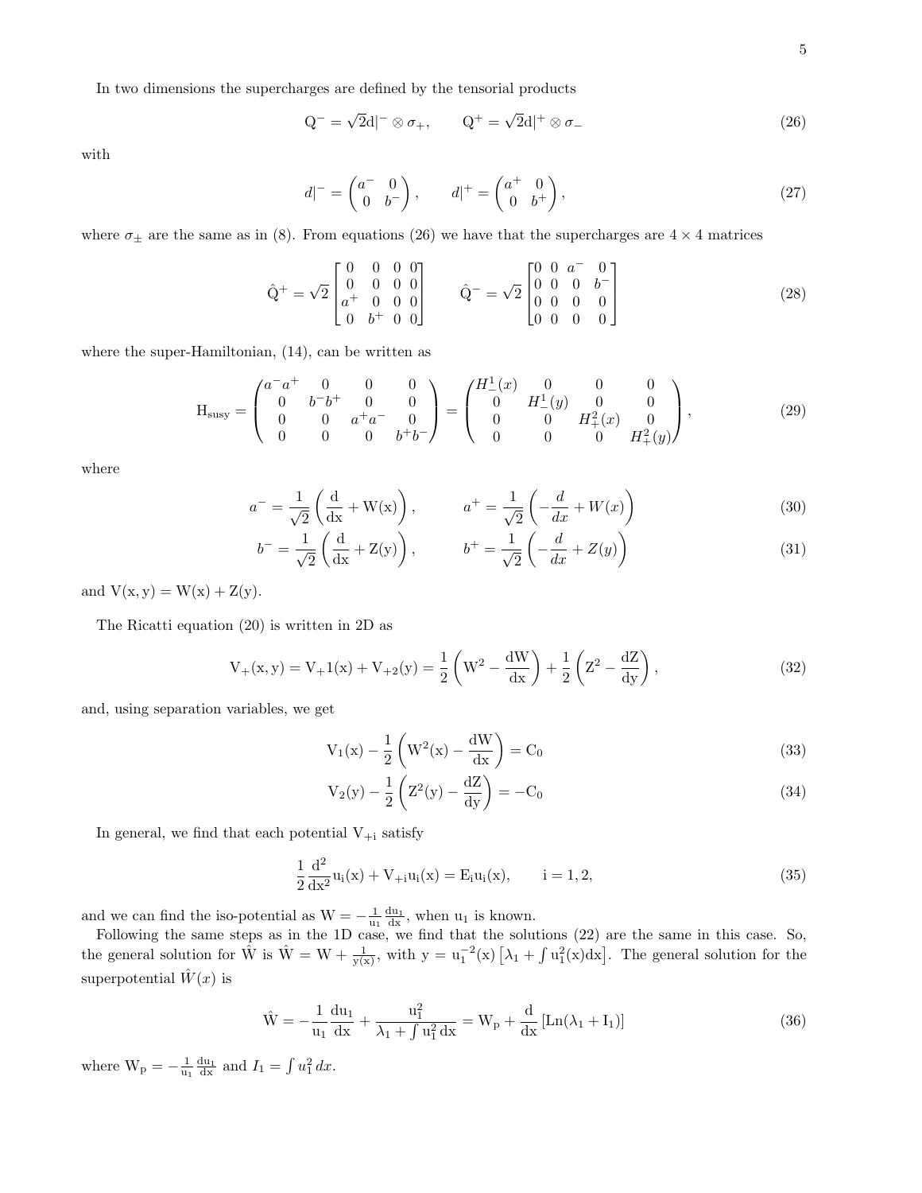In two dimensions the supercharges are defined by the tensorial products

$$
\mathrm{Q}^{-} = \sqrt{2}\mathrm{d}|^{-} \otimes \sigma_{+}, \qquad \mathrm{Q}^{+} = \sqrt{2}\mathrm{d}|^{+} \otimes \sigma_{-} \tag{26}
$$

with

$$
d|^{-} = \begin{pmatrix} a^{-} & 0 \\ 0 & b^{-} \end{pmatrix}, \qquad d|^{+} = \begin{pmatrix} a^{+} & 0 \\ 0 & b^{+} \end{pmatrix}, \tag{27}
$$

where $\sigma_{\pm}$ are the same as in (8). From equations (26) we have that the supercharges are $4 \times 4$ matrices

$$
\hat{\mathrm{Q}}^{+} = \sqrt{2}\begin{bmatrix} 0 & 0 & 0 & 0 \\ 0 & 0 & 0 & 0 \\ a^{+} & 0 & 0 & 0 \\ 0 & b^{+} & 0 & 0 \end{bmatrix} \qquad \hat{\mathrm{Q}}^{-} = \sqrt{2}\begin{bmatrix} 0 & 0 & a^{-} & 0 \\ 0 & 0 & 0 & b^{-} \\ 0 & 0 & 0 & 0 \\ 0 & 0 & 0 & 0 \end{bmatrix} \tag{28}
$$

where the super-Hamiltonian, (14), can be written as

$$
\mathrm{H}_{\mathrm{susy}} = \begin{pmatrix} a^{-}a^{+} & 0 & 0 & 0 \\ 0 & b^{-}b^{+} & 0 & 0 \\ 0 & 0 & a^{+}a^{-} & 0 \\ 0 & 0 & 0 & b^{+}b^{-} \end{pmatrix} = \begin{pmatrix} H^{1}_{-}(x) & 0 & 0 & 0 \\ 0 & H^{1}_{-}(y) & 0 & 0 \\ 0 & 0 & H^{2}_{+}(x) & 0 \\ 0 & 0 & 0 & H^{2}_{+}(y) \end{pmatrix}, \tag{29}
$$

where

$$
a^{-} = \frac{1}{\sqrt{2}}\left(\frac{\mathrm{d}}{\mathrm{dx}} + \mathrm{W(x)}\right), \qquad a^{+} = \frac{1}{\sqrt{2}}\left(-\frac{d}{dx} + W(x)\right) \tag{30}
$$

$$
b^{-} = \frac{1}{\sqrt{2}}\left(\frac{\mathrm{d}}{\mathrm{dx}} + \mathrm{Z(y)}\right), \qquad b^{+} = \frac{1}{\sqrt{2}}\left(-\frac{d}{dx} + Z(y)\right) \tag{31}
$$

and $\mathrm{V(x,y)} = \mathrm{W(x)} + \mathrm{Z(y)}$.

The Ricatti equation (20) is written in 2D as

$$
\mathrm{V}_{+}(\mathrm{x},\mathrm{y}) = \mathrm{V}_{+}1(\mathrm{x}) + \mathrm{V}_{+2}(\mathrm{y}) = \frac{1}{2}\left(\mathrm{W}^{2} - \frac{\mathrm{dW}}{\mathrm{dx}}\right) + \frac{1}{2}\left(\mathrm{Z}^{2} - \frac{\mathrm{dZ}}{\mathrm{dy}}\right), \tag{32}
$$

and, using separation variables, we get

$$
\mathrm{V}_{1}(\mathrm{x}) - \frac{1}{2}\left(\mathrm{W}^{2}(\mathrm{x}) - \frac{\mathrm{dW}}{\mathrm{dx}}\right) = \mathrm{C}_{0} \tag{33}
$$

$$
\mathrm{V}_{2}(\mathrm{y}) - \frac{1}{2}\left(\mathrm{Z}^{2}(\mathrm{y}) - \frac{\mathrm{dZ}}{\mathrm{dy}}\right) = -\mathrm{C}_{0} \tag{34}
$$

In general, we find that each potential $\mathrm{V}_{+\mathrm{i}}$ satisfy

$$
\frac{1}{2}\frac{\mathrm{d}^{2}}{\mathrm{dx}^{2}}\mathrm{u}_{\mathrm{i}}(\mathrm{x}) + \mathrm{V}_{+\mathrm{i}}\mathrm{u}_{\mathrm{i}}(\mathrm{x}) = \mathrm{E}_{\mathrm{i}}\mathrm{u}_{\mathrm{i}}(\mathrm{x}), \qquad \mathrm{i} = 1, 2, \tag{35}
$$

and we can find the iso-potential as $\mathrm{W} = -\frac{1}{\mathrm{u}_1}\frac{\mathrm{du}_1}{\mathrm{dx}}$, when $\mathrm{u}_1$ is known.

Following the same steps as in the 1D case, we find that the solutions (22) are the same in this case. So, the general solution for $\hat{\mathrm{W}}$ is $\hat{\mathrm{W}} = \mathrm{W} + \frac{1}{\mathrm{y(x)}}$, with $\mathrm{y} = \mathrm{u}_1^{-2}(\mathrm{x})\left[\lambda_1 + \int \mathrm{u}_1^2(\mathrm{x})\mathrm{dx}\right]$. The general solution for the superpotential $\hat{W}(x)$ is

$$
\hat{\mathrm{W}} = -\frac{1}{\mathrm{u}_1}\frac{\mathrm{du}_1}{\mathrm{dx}} + \frac{\mathrm{u}_1^2}{\lambda_1 + \int \mathrm{u}_1^2\,\mathrm{dx}} = \mathrm{W}_{\mathrm{p}} + \frac{\mathrm{d}}{\mathrm{dx}}\left[\mathrm{Ln}(\lambda_1 + \mathrm{I}_1)\right] \tag{36}
$$

where $\mathrm{W}_{\mathrm{p}} = -\frac{1}{\mathrm{u}_1}\frac{\mathrm{du}_1}{\mathrm{dx}}$ and $I_1 = \int u_1^2\,dx$.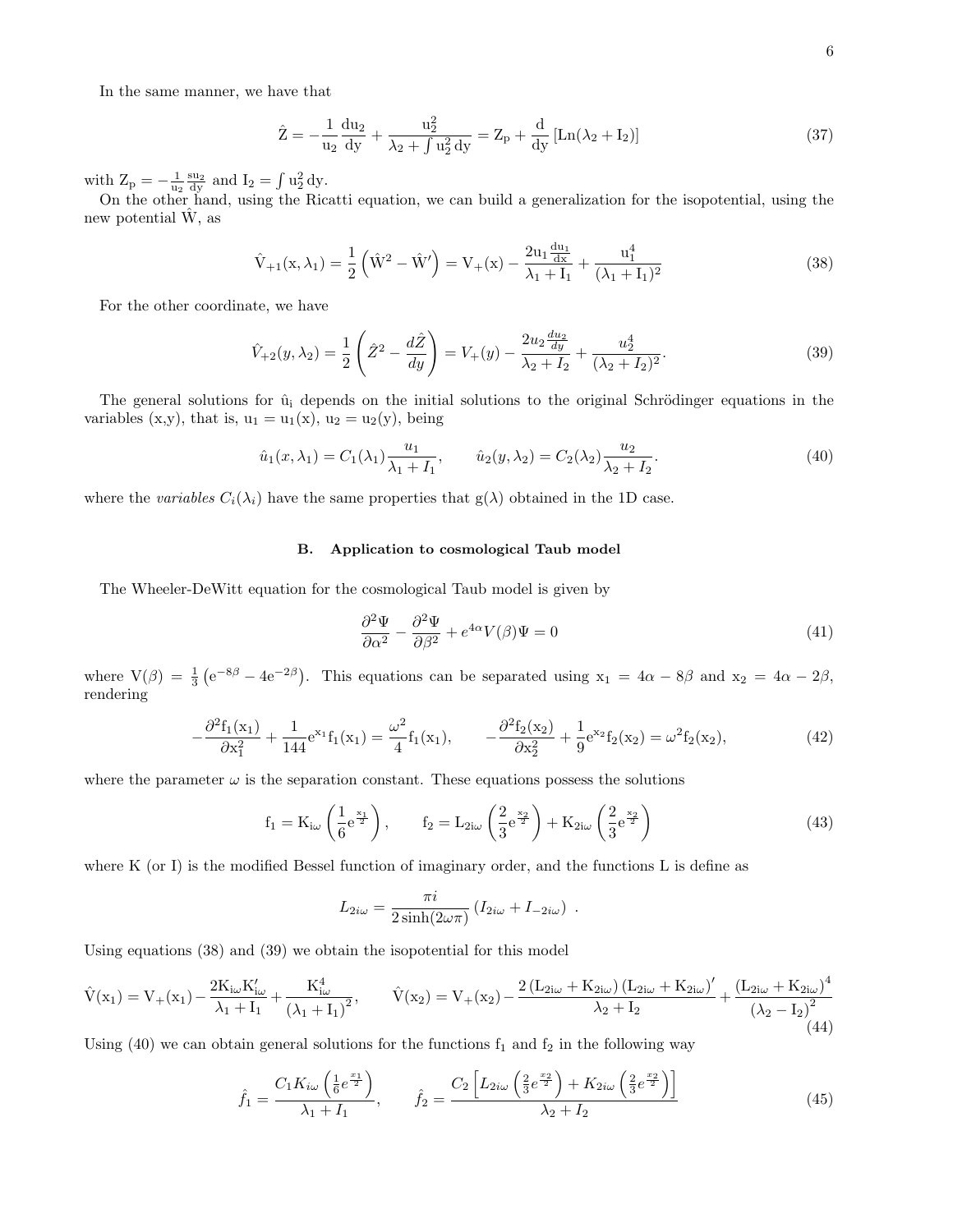In the same manner, we have that

$$\hat{Z} = -\frac{1}{u_2}\frac{du_2}{dy} + \frac{u_2^2}{\lambda_2 + \int u_2^2\, dy} = Z_p + \frac{d}{dy}\left[\mathrm{Ln}(\lambda_2 + I_2)\right] \tag{37}$$

with $Z_p = -\frac{1}{u_2}\frac{su_2}{dy}$ and $I_2 = \int u_2^2\, dy$.

On the other hand, using the Ricatti equation, we can build a generalization for the isopotential, using the new potential $\hat{W}$, as

$$\hat{V}_{+1}(x, \lambda_1) = \frac{1}{2}\left(\hat{W}^2 - \hat{W}'\right) = V_+(x) - \frac{2u_1 \frac{du_1}{dx}}{\lambda_1 + I_1} + \frac{u_1^4}{(\lambda_1 + I_1)^2} \tag{38}$$

For the other coordinate, we have

$$\hat{V}_{+2}(y, \lambda_2) = \frac{1}{2}\left(\hat{Z}^2 - \frac{d\hat{Z}}{dy}\right) = V_+(y) - \frac{2u_2 \frac{du_2}{dy}}{\lambda_2 + I_2} + \frac{u_2^4}{(\lambda_2 + I_2)^2}. \tag{39}$$

The general solutions for $\hat{u}_i$ depends on the initial solutions to the original Schrödinger equations in the variables (x,y), that is, $u_1 = u_1(x)$, $u_2 = u_2(y)$, being

$$\hat{u}_1(x, \lambda_1) = C_1(\lambda_1)\frac{u_1}{\lambda_1 + I_1}, \qquad \hat{u}_2(y, \lambda_2) = C_2(\lambda_2)\frac{u_2}{\lambda_2 + I_2}. \tag{40}$$

where the *variables* $C_i(\lambda_i)$ have the same properties that $g(\lambda)$ obtained in the 1D case.

### B. Application to cosmological Taub model

The Wheeler-DeWitt equation for the cosmological Taub model is given by

$$\frac{\partial^2 \Psi}{\partial \alpha^2} - \frac{\partial^2 \Psi}{\partial \beta^2} + e^{4\alpha}V(\beta)\Psi = 0 \tag{41}$$

where $V(\beta) = \frac{1}{3}\left(e^{-8\beta} - 4e^{-2\beta}\right)$. This equations can be separated using $x_1 = 4\alpha - 8\beta$ and $x_2 = 4\alpha - 2\beta$, rendering

$$-\frac{\partial^2 f_1(x_1)}{\partial x_1^2} + \frac{1}{144}e^{x_1}f_1(x_1) = \frac{\omega^2}{4}f_1(x_1), \qquad -\frac{\partial^2 f_2(x_2)}{\partial x_2^2} + \frac{1}{9}e^{x_2}f_2(x_2) = \omega^2 f_2(x_2), \tag{42}$$

where the parameter $\omega$ is the separation constant. These equations possess the solutions

$$f_1 = K_{i\omega}\left(\frac{1}{6}e^{\frac{x_1}{2}}\right), \qquad f_2 = L_{2i\omega}\left(\frac{2}{3}e^{\frac{x_2}{2}}\right) + K_{2i\omega}\left(\frac{2}{3}e^{\frac{x_2}{2}}\right) \tag{43}$$

where K (or I) is the modified Bessel function of imaginary order, and the functions L is define as

$$L_{2i\omega} = \frac{\pi i}{2\sinh(2\omega\pi)}\left(I_{2i\omega} + I_{-2i\omega}\right) \ .$$

Using equations (38) and (39) we obtain the isopotential for this model

$$\hat{V}(x_1) = V_+(x_1) - \frac{2K_{i\omega}K'_{i\omega}}{\lambda_1 + I_1} + \frac{K_{i\omega}^4}{\left(\lambda_1 + I_1\right)^2}, \qquad \hat{V}(x_2) = V_+(x_2) - \frac{2\left(L_{2i\omega} + K_{2i\omega}\right)\left(L_{2i\omega} + K_{2i\omega}\right)'}{\lambda_2 + I_2} + \frac{\left(L_{2i\omega} + K_{2i\omega}\right)^4}{\left(\lambda_2 - I_2\right)^2} \tag{44}$$

Using (40) we can obtain general solutions for the functions $f_1$ and $f_2$ in the following way

$$\hat{f}_1 = \frac{C_1 K_{i\omega}\left(\frac{1}{6}e^{\frac{x_1}{2}}\right)}{\lambda_1 + I_1}, \qquad \hat{f}_2 = \frac{C_2\left[L_{2i\omega}\left(\frac{2}{3}e^{\frac{x_2}{2}}\right) + K_{2i\omega}\left(\frac{2}{3}e^{\frac{x_2}{2}}\right)\right]}{\lambda_2 + I_2} \tag{45}$$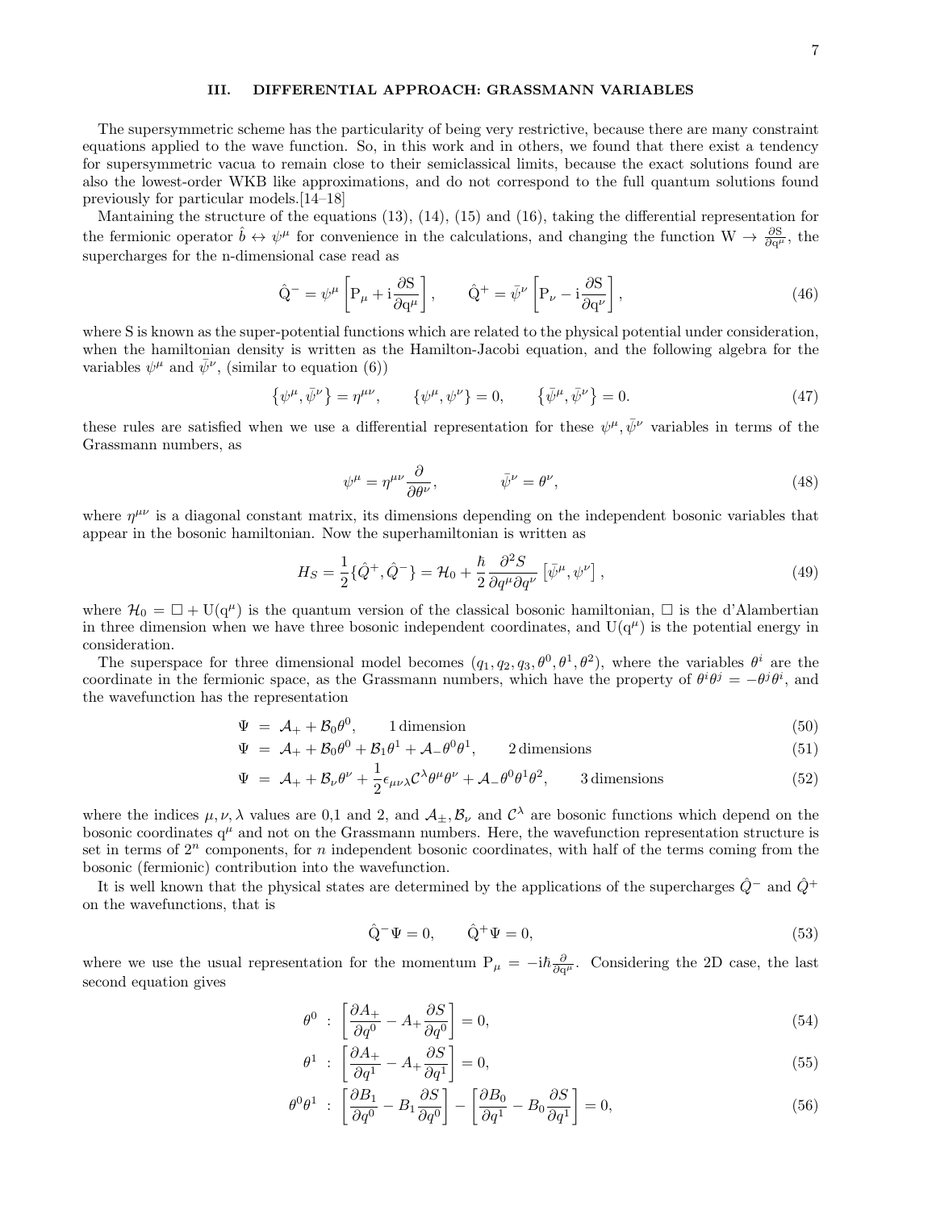## III. DIFFERENTIAL APPROACH: GRASSMANN VARIABLES

The supersymmetric scheme has the particularity of being very restrictive, because there are many constraint equations applied to the wave function. So, in this work and in others, we found that there exist a tendency for supersymmetric vacua to remain close to their semiclassical limits, because the exact solutions found are also the lowest-order WKB like approximations, and do not correspond to the full quantum solutions found previously for particular models.[14–18]

Mantaining the structure of the equations (13), (14), (15) and (16), taking the differential representation for the fermionic operator $\hat{b} \leftrightarrow \psi^\mu$ for convenience in the calculations, and changing the function $\mathrm{W} \to \frac{\partial \mathrm{S}}{\partial \mathrm{q}^\mu}$, the supercharges for the n-dimensional case read as

$$\hat{\mathrm{Q}}^- = \psi^\mu \left[\mathrm{P}_\mu + \mathrm{i}\frac{\partial \mathrm{S}}{\partial \mathrm{q}^\mu}\right], \qquad \hat{\mathrm{Q}}^+ = \bar{\psi}^\nu \left[\mathrm{P}_\nu - \mathrm{i}\frac{\partial \mathrm{S}}{\partial \mathrm{q}^\nu}\right], \tag{46}$$

where S is known as the super-potential functions which are related to the physical potential under consideration, when the hamiltonian density is written as the Hamilton-Jacobi equation, and the following algebra for the variables $\psi^\mu$ and $\bar{\psi}^\nu$, (similar to equation (6))

$$\left\{\psi^\mu, \bar{\psi}^\nu\right\} = \eta^{\mu\nu}, \qquad \left\{\psi^\mu, \psi^\nu\right\} = 0, \qquad \left\{\bar{\psi}^\mu, \bar{\psi}^\nu\right\} = 0. \tag{47}$$

these rules are satisfied when we use a differential representation for these $\psi^\mu, \bar{\psi}^\nu$ variables in terms of the Grassmann numbers, as

$$\psi^\mu = \eta^{\mu\nu}\frac{\partial}{\partial \theta^\nu}, \qquad \bar{\psi}^\nu = \theta^\nu, \tag{48}$$

where $\eta^{\mu\nu}$ is a diagonal constant matrix, its dimensions depending on the independent bosonic variables that appear in the bosonic hamiltonian. Now the superhamiltonian is written as

$$H_S = \frac{1}{2}\{\hat{Q}^+, \hat{Q}^-\} = \mathcal{H}_0 + \frac{\hbar}{2}\frac{\partial^2 S}{\partial q^\mu \partial q^\nu}\left[\bar{\psi}^\mu, \psi^\nu\right], \tag{49}$$

where $\mathcal{H}_0 = \Box + \mathrm{U}(\mathrm{q}^\mu)$ is the quantum version of the classical bosonic hamiltonian, $\Box$ is the d'Alambertian in three dimension when we have three bosonic independent coordinates, and $\mathrm{U}(\mathrm{q}^\mu)$ is the potential energy in consideration.

The superspace for three dimensional model becomes $(q_1, q_2, q_3, \theta^0, \theta^1, \theta^2)$, where the variables $\theta^i$ are the coordinate in the fermionic space, as the Grassmann numbers, which have the property of $\theta^i\theta^j = -\theta^j\theta^i$, and the wavefunction has the representation

$$\Psi = \mathcal{A}_+ + \mathcal{B}_0\theta^0, \qquad 1\,\text{dimension} \tag{50}$$

$$\Psi = \mathcal{A}_+ + \mathcal{B}_0\theta^0 + \mathcal{B}_1\theta^1 + \mathcal{A}_-\theta^0\theta^1, \qquad 2\,\text{dimensions} \tag{51}$$

$$\Psi = \mathcal{A}_+ + \mathcal{B}_\nu\theta^\nu + \frac{1}{2}\epsilon_{\mu\nu\lambda}\mathcal{C}^\lambda\theta^\mu\theta^\nu + \mathcal{A}_-\theta^0\theta^1\theta^2, \qquad 3\,\text{dimensions} \tag{52}$$

where the indices $\mu, \nu, \lambda$ values are 0,1 and 2, and $\mathcal{A}_\pm, \mathcal{B}_\nu$ and $\mathcal{C}^\lambda$ are bosonic functions which depend on the bosonic coordinates $\mathrm{q}^\mu$ and not on the Grassmann numbers. Here, the wavefunction representation structure is set in terms of $2^n$ components, for $n$ independent bosonic coordinates, with half of the terms coming from the bosonic (fermionic) contribution into the wavefunction.

It is well known that the physical states are determined by the applications of the supercharges $\hat{Q}^-$ and $\hat{Q}^+$ on the wavefunctions, that is

$$\hat{\mathrm{Q}}^-\Psi = 0, \qquad \hat{\mathrm{Q}}^+\Psi = 0, \tag{53}$$

where we use the usual representation for the momentum $\mathrm{P}_\mu = -\mathrm{i}\hbar\frac{\partial}{\partial \mathrm{q}^\mu}$. Considering the 2D case, the last second equation gives

$$\theta^0 \;:\; \left[\frac{\partial A_+}{\partial q^0} - A_+\frac{\partial S}{\partial q^0}\right] = 0, \tag{54}$$

$$\theta^1 \;:\; \left[\frac{\partial A_+}{\partial q^1} - A_+\frac{\partial S}{\partial q^1}\right] = 0, \tag{55}$$

$$\theta^0\theta^1 \;:\; \left[\frac{\partial B_1}{\partial q^0} - B_1\frac{\partial S}{\partial q^0}\right] - \left[\frac{\partial B_0}{\partial q^1} - B_0\frac{\partial S}{\partial q^1}\right] = 0, \tag{56}$$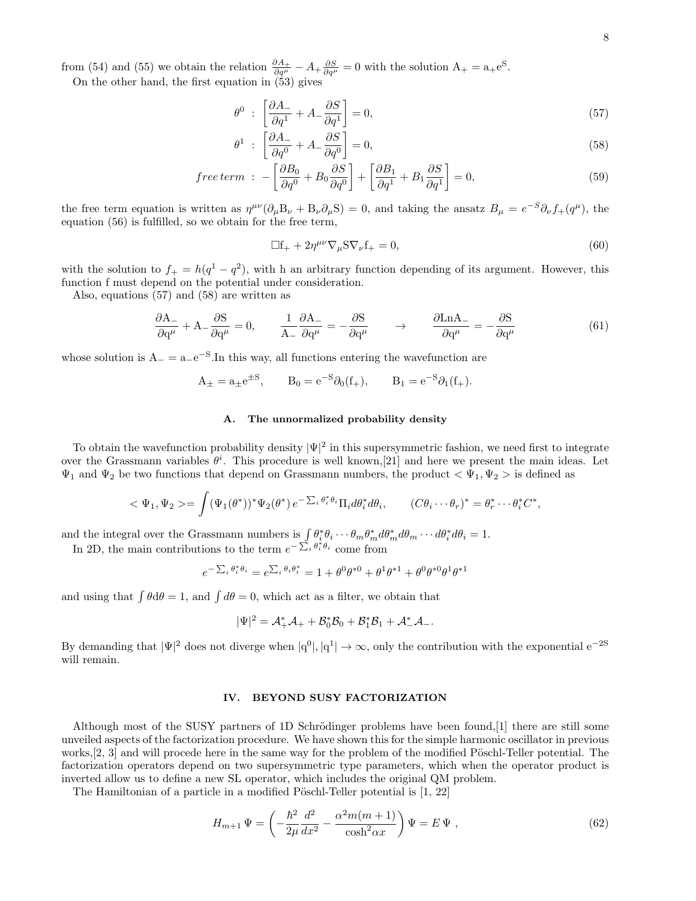from (54) and (55) we obtain the relation $\frac{\partial A_+}{\partial q^\mu} - A_+ \frac{\partial S}{\partial q^\mu} = 0$ with the solution $\mathrm{A_+ = a_+ e^S}$.

On the other hand, the first equation in (53) gives

$$\theta^0 \ : \ \left[\frac{\partial A_-}{\partial q^1} + A_- \frac{\partial S}{\partial q^1}\right] = 0, \tag{57}$$

$$\theta^1 \ : \ \left[\frac{\partial A_-}{\partial q^0} + A_- \frac{\partial S}{\partial q^0}\right] = 0, \tag{58}$$

$$free\,term \ : \ -\left[\frac{\partial B_0}{\partial q^0} + B_0 \frac{\partial S}{\partial q^0}\right] + \left[\frac{\partial B_1}{\partial q^1} + B_1 \frac{\partial S}{\partial q^1}\right] = 0, \tag{59}$$

the free term equation is written as $\eta^{\mu\nu}(\partial_\mu \mathrm{B}_\nu + \mathrm{B}_\nu \partial_\mu \mathrm{S}) = 0$, and taking the ansatz $B_\mu = e^{-S}\partial_\nu f_+(q^\mu)$, the equation (56) is fulfilled, so we obtain for the free term,

$$\Box \mathrm{f}_+ + 2\eta^{\mu\nu}\nabla_\mu \mathrm{S} \nabla_\nu \mathrm{f}_+ = 0, \tag{60}$$

with the solution to $f_+ = h(q^1 - q^2)$, with h an arbitrary function depending of its argument. However, this function f must depend on the potential under consideration.

Also, equations (57) and (58) are written as

$$\frac{\partial \mathrm{A}_-}{\partial \mathrm{q}^\mu} + \mathrm{A}_- \frac{\partial \mathrm{S}}{\partial \mathrm{q}^\mu} = 0, \qquad \frac{1}{\mathrm{A}_-}\frac{\partial \mathrm{A}_-}{\partial \mathrm{q}^\mu} = -\frac{\partial \mathrm{S}}{\partial \mathrm{q}^\mu} \qquad \to \qquad \frac{\partial \mathrm{LnA}_-}{\partial \mathrm{q}^\mu} = -\frac{\partial \mathrm{S}}{\partial \mathrm{q}^\mu} \tag{61}$$

whose solution is $\mathrm{A_- = a_- e^{-S}}$.In this way, all functions entering the wavefunction are

$$\mathrm{A_\pm = a_\pm e^{\pm S}}, \qquad \mathrm{B_0 = e^{-S}\partial_0(f_+)}, \qquad \mathrm{B_1 = e^{-S}\partial_1(f_+)}.$$

### A. The unnormalized probability density

To obtain the wavefunction probability density $|\Psi|^2$ in this supersymmetric fashion, we need first to integrate over the Grassmann variables $\theta^i$. This procedure is well known,[21] and here we present the main ideas. Let $\Psi_1$ and $\Psi_2$ be two functions that depend on Grassmann numbers, the product $<\Psi_1, \Psi_2>$ is defined as

$$<\Psi_1, \Psi_2> = \int (\Psi_1(\theta^*))^* \Psi_2(\theta^*)\, e^{-\sum_i \theta_i^* \theta_i} \Pi_i d\theta_i^* d\theta_i, \qquad (C\theta_i \cdots \theta_r)^* = \theta_r^* \cdots \theta_i^* C^*,$$

and the integral over the Grassmann numbers is $\int \theta_i^* \theta_i \cdots \theta_m \theta_m^* d\theta_m^* d\theta_m \cdots d\theta_i^* d\theta_i = 1$.

In 2D, the main contributions to the term $e^{-\sum_i \theta_i^* \theta_i}$ come from

$$e^{-\sum_i \theta_i^* \theta_i} = e^{\sum_i \theta_i \theta_i^*} = 1 + \theta^0 \theta^{*0} + \theta^1 \theta^{*1} + \theta^0 \theta^{*0} \theta^1 \theta^{*1}$$

and using that $\int \theta \mathrm{d}\theta = 1$, and $\int d\theta = 0$, which act as a filter, we obtain that

$$|\Psi|^2 = \mathcal{A}_+^* \mathcal{A}_+ + \mathcal{B}_0^* \mathcal{B}_0 + \mathcal{B}_1^* \mathcal{B}_1 + \mathcal{A}_-^* \mathcal{A}_-.$$

By demanding that $|\Psi|^2$ does not diverge when $|\mathrm{q}^0|, |\mathrm{q}^1| \to \infty$, only the contribution with the exponential $\mathrm{e^{-2S}}$ will remain.

## IV. BEYOND SUSY FACTORIZATION

Although most of the SUSY partners of 1D Schrödinger problems have been found,[1] there are still some unveiled aspects of the factorization procedure. We have shown this for the simple harmonic oscillator in previous works,[2, 3] and will procede here in the same way for the problem of the modified Pöschl-Teller potential. The factorization operators depend on two supersymmetric type parameters, which when the operator product is inverted allow us to define a new SL operator, which includes the original QM problem.

The Hamiltonian of a particle in a modified Pöschl-Teller potential is [1, 22]

$$H_{m+1}\,\Psi = \left(-\frac{\hbar^2}{2\mu}\frac{d^2}{dx^2} - \frac{\alpha^2 m(m+1)}{\cosh^2 \alpha x}\right)\Psi = E\,\Psi\ , \tag{62}$$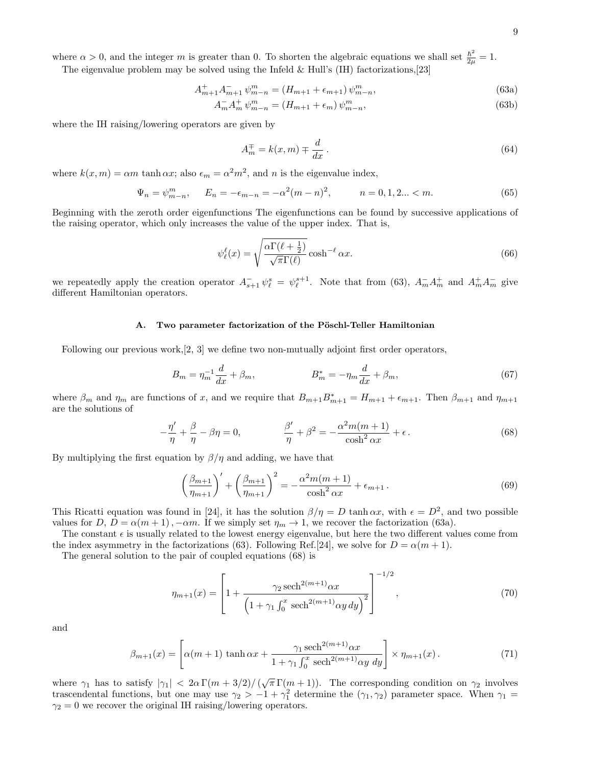where $\alpha > 0$, and the integer $m$ is greater than 0. To shorten the algebraic equations we shall set $\frac{\hbar^2}{2\mu} = 1$.

The eigenvalue problem may be solved using the Infeld & Hull's (IH) factorizations,[23]

$$A^+_{m+1} A^-_{m+1}\, \psi^m_{m-n} = (H_{m+1} + \epsilon_{m+1})\, \psi^m_{m-n}, \tag{63a}$$

$$A^-_m A^+_m\, \psi^m_{m-n} = (H_{m+1} + \epsilon_m)\, \psi^m_{m-n}, \tag{63b}$$

where the IH raising/lowering operators are given by

$$A^{\mp}_m = k(x,m) \mp \frac{d}{dx}\,. \tag{64}$$

where $k(x,m) = \alpha m \tanh \alpha x$; also $\epsilon_m = \alpha^2 m^2$, and $n$ is the eigenvalue index,

$$\Psi_n = \psi^m_{m-n}, \qquad E_n = -\epsilon_{m-n} = -\alpha^2 (m-n)^2, \qquad n = 0, 1, 2... < m. \tag{65}$$

Beginning with the zeroth order eigenfunctions The eigenfunctions can be found by successive applications of the raising operator, which only increases the value of the upper index. That is,

$$\psi^\ell_\ell(x) = \sqrt{\frac{\alpha \Gamma(\ell + \frac{1}{2})}{\sqrt{\pi}\Gamma(\ell)}} \cosh^{-\ell} \alpha x. \tag{66}$$

we repeatedly apply the creation operator $A^-_{s+1}\, \psi^s_\ell = \psi^{s+1}_\ell$. Note that from (63), $A^-_m A^+_m$ and $A^+_m A^-_m$ give different Hamiltonian operators.

### A. Two parameter factorization of the Pöschl-Teller Hamiltonian

Following our previous work,[2, 3] we define two non-mutually adjoint first order operators,

$$B_m = \eta_m^{-1} \frac{d}{dx} + \beta_m, \qquad\qquad B^*_m = -\eta_m \frac{d}{dx} + \beta_m, \tag{67}$$

where $\beta_m$ and $\eta_m$ are functions of $x$, and we require that $B_{m+1} B^*_{m+1} = H_{m+1} + \epsilon_{m+1}$. Then $\beta_{m+1}$ and $\eta_{m+1}$ are the solutions of

$$-\frac{\eta'}{\eta} + \frac{\beta}{\eta} - \beta\eta = 0, \qquad\qquad \frac{\beta'}{\eta} + \beta^2 = -\frac{\alpha^2 m(m+1)}{\cosh^2 \alpha x} + \epsilon\,. \tag{68}$$

By multiplying the first equation by $\beta/\eta$ and adding, we have that

$$\left(\frac{\beta_{m+1}}{\eta_{m+1}}\right)' + \left(\frac{\beta_{m+1}}{\eta_{m+1}}\right)^2 = -\frac{\alpha^2 m(m+1)}{\cosh^2 \alpha x} + \epsilon_{m+1}\,. \tag{69}$$

This Ricatti equation was found in [24], it has the solution $\beta/\eta = D \tanh \alpha x$, with $\epsilon = D^2$, and two possible values for $D$, $D = \alpha(m+1), -\alpha m$. If we simply set $\eta_m \to 1$, we recover the factorization (63a).

The constant $\epsilon$ is usually related to the lowest energy eigenvalue, but here the two different values come from the index asymmetry in the factorizations (63). Following Ref.[24], we solve for $D = \alpha(m+1)$.

The general solution to the pair of coupled equations (68) is

$$\eta_{m+1}(x) = \left[1 + \frac{\gamma_2 \operatorname{sech}^{2(m+1)} \alpha x}{\left(1 + \gamma_1 \int_0^x \operatorname{sech}^{2(m+1)} \alpha y\, dy\right)^2}\right]^{-1/2}, \tag{70}$$

and

$$\beta_{m+1}(x) = \left[\alpha(m+1) \tanh \alpha x + \frac{\gamma_1 \operatorname{sech}^{2(m+1)} \alpha x}{1 + \gamma_1 \int_0^x \operatorname{sech}^{2(m+1)} \alpha y\ dy}\right] \times \eta_{m+1}(x)\,. \tag{71}$$

where $\gamma_1$ has to satisfy $|\gamma_1| < 2\alpha\, \Gamma(m + 3/2)/(\sqrt{\pi}\, \Gamma(m+1))$. The corresponding condition on $\gamma_2$ involves trascendental functions, but one may use $\gamma_2 > -1 + \gamma_1^2$ determine the $(\gamma_1, \gamma_2)$ parameter space. When $\gamma_1 = \gamma_2 = 0$ we recover the original IH raising/lowering operators.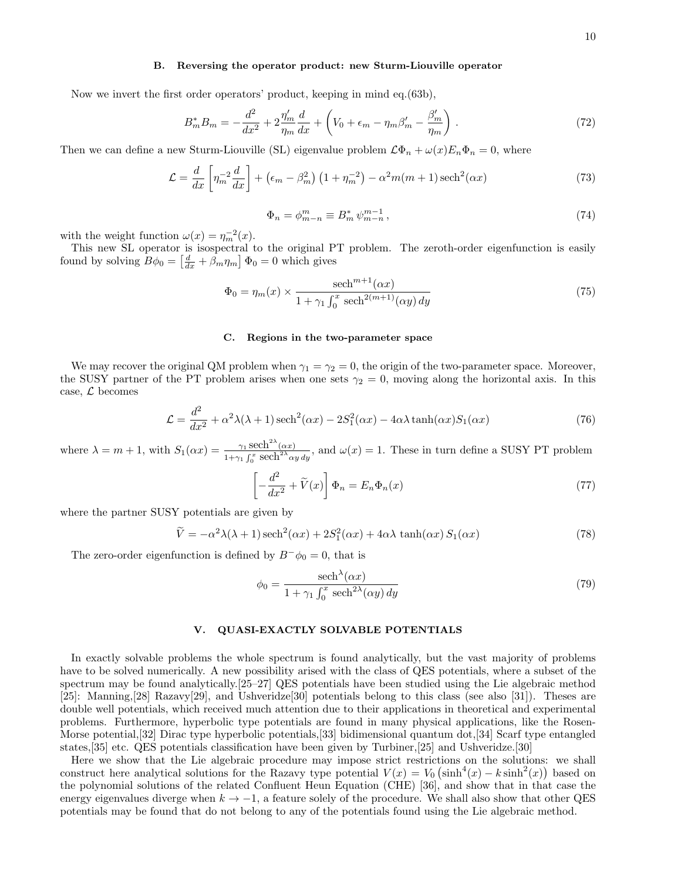### B. Reversing the operator product: new Sturm-Liouville operator

Now we invert the first order operators' product, keeping in mind eq.(63b),

$$B^*_m B_m = -\frac{d^2}{dx^2} + 2\frac{\eta'_m}{\eta_m}\frac{d}{dx} + \left(V_0 + \epsilon_m - \eta_m\beta'_m - \frac{\beta'_m}{\eta_m}\right) . \tag{72}$$

Then we can define a new Sturm-Liouville (SL) eigenvalue problem $\mathcal{L}\Phi_n + \omega(x)E_n\Phi_n = 0$, where

$$\mathcal{L} = \frac{d}{dx}\left[\eta_m^{-2}\frac{d}{dx}\right] + \left(\epsilon_m - \beta_m^2\right)\left(1+\eta_m^{-2}\right) - \alpha^2 m(m+1)\,\mathrm{sech}^2(\alpha x) \tag{73}$$

$$\Phi_n = \phi^m_{m-n} \equiv B^*_m\,\psi^{m-1}_{m-n} , \tag{74}$$

with the weight function $\omega(x) = \eta_m^{-2}(x)$.

This new SL operator is isospectral to the original PT problem. The zeroth-order eigenfunction is easily found by solving $B\phi_0 = \left[\frac{d}{dx} + \beta_m\eta_m\right]\Phi_0 = 0$ which gives

$$\Phi_0 = \eta_m(x) \times \frac{\mathrm{sech}^{m+1}(\alpha x)}{1+\gamma_1\int_0^x \mathrm{sech}^{2(m+1)}(\alpha y)\,dy} \tag{75}$$

### C. Regions in the two-parameter space

We may recover the original QM problem when $\gamma_1 = \gamma_2 = 0$, the origin of the two-parameter space. Moreover, the SUSY partner of the PT problem arises when one sets $\gamma_2 = 0$, moving along the horizontal axis. In this case, $\mathcal{L}$ becomes

$$\mathcal{L} = \frac{d^2}{dx^2} + \alpha^2\lambda(\lambda+1)\,\mathrm{sech}^2(\alpha x) - 2S_1^2(\alpha x) - 4\alpha\lambda\tanh(\alpha x)S_1(\alpha x) \tag{76}$$

where $\lambda = m+1$, with $S_1(\alpha x) = \frac{\gamma_1\,\mathrm{sech}^{2\lambda}(\alpha x)}{1+\gamma_1\int_0^x \mathrm{sech}^{2\lambda}\alpha y\,dy}$, and $\omega(x) = 1$. These in turn define a SUSY PT problem

$$\left[-\frac{d^2}{dx^2} + \widetilde{V}(x)\right]\Phi_n = E_n\Phi_n(x) \tag{77}$$

where the partner SUSY potentials are given by

$$\widetilde{V} = -\alpha^2\lambda(\lambda+1)\,\mathrm{sech}^2(\alpha x) + 2S_1^2(\alpha x) + 4\alpha\lambda\,\tanh(\alpha x)\,S_1(\alpha x) \tag{78}$$

The zero-order eigenfunction is defined by $B^-\phi_0 = 0$, that is

$$\phi_0 = \frac{\mathrm{sech}^{\lambda}(\alpha x)}{1+\gamma_1\int_0^x \mathrm{sech}^{2\lambda}(\alpha y)\,dy} \tag{79}$$

## V. QUASI-EXACTLY SOLVABLE POTENTIALS

In exactly solvable problems the whole spectrum is found analytically, but the vast majority of problems have to be solved numerically. A new possibility arised with the class of QES potentials, where a subset of the spectrum may be found analytically.[25–27] QES potentials have been studied using the Lie algebraic method [25]: Manning,[28] Razavy[29], and Ushveridze[30] potentials belong to this class (see also [31]). Theses are double well potentials, which received much attention due to their applications in theoretical and experimental problems. Furthermore, hyperbolic type potentials are found in many physical applications, like the Rosen-Morse potential,[32] Dirac type hyperbolic potentials,[33] bidimensional quantum dot,[34] Scarf type entangled states,[35] etc. QES potentials classification have been given by Turbiner,[25] and Ushveridze.[30]

Here we show that the Lie algebraic procedure may impose strict restrictions on the solutions: we shall construct here analytical solutions for the Razavy type potential $V(x) = V_0\left(\sinh^4(x) - k\sinh^2(x)\right)$ based on the polynomial solutions of the related Confluent Heun Equation (CHE) [36], and show that in that case the energy eigenvalues diverge when $k \to -1$, a feature solely of the procedure. We shall also show that other QES potentials may be found that do not belong to any of the potentials found using the Lie algebraic method.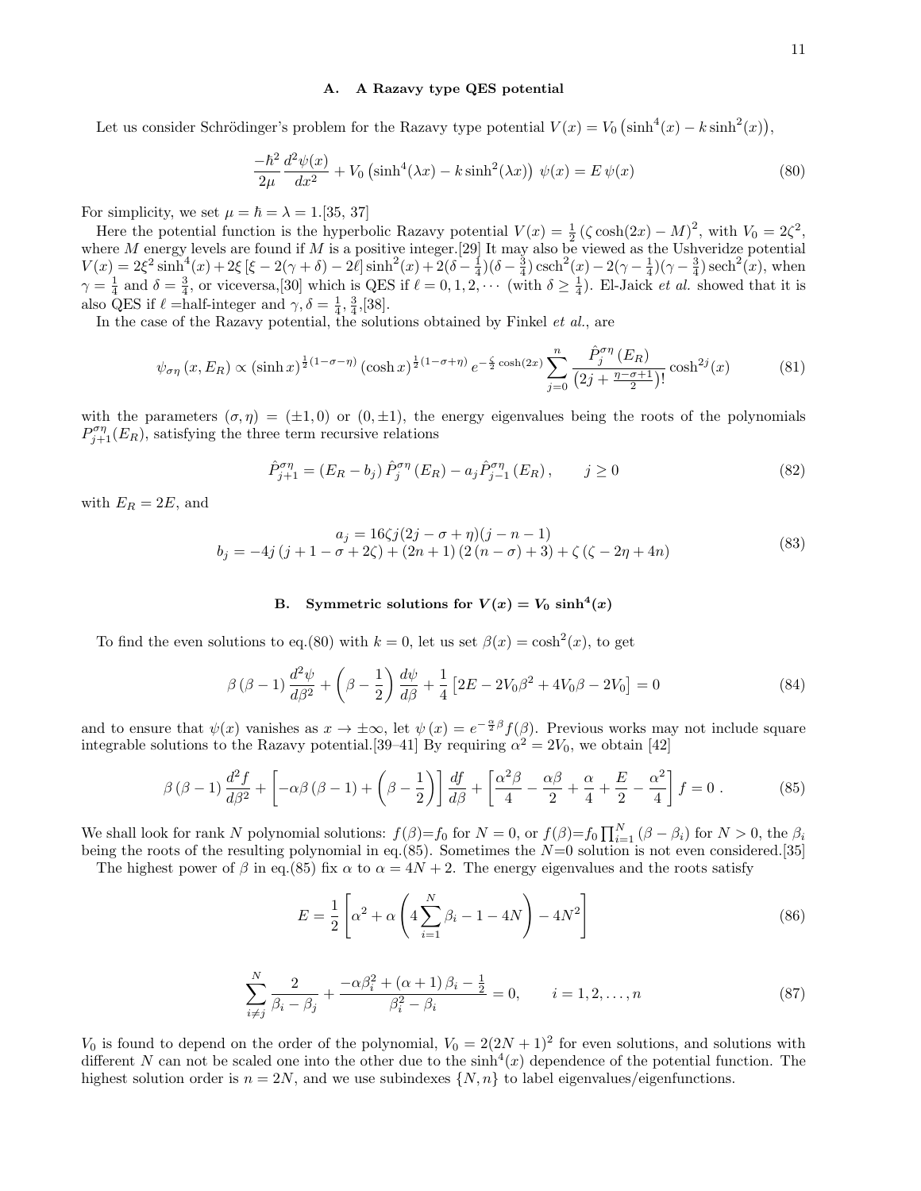### A. A Razavy type QES potential

Let us consider Schrödinger's problem for the Razavy type potential $V(x) = V_0 \left(\sinh^4(x) - k \sinh^2(x)\right)$,

$$\frac{-\hbar^2}{2\mu}\frac{d^2\psi(x)}{dx^2} + V_0 \left(\sinh^4(\lambda x) - k \sinh^2(\lambda x)\right)\, \psi(x) = E\,\psi(x) \tag{80}$$

For simplicity, we set $\mu = \hbar = \lambda = 1$.[35, 37]

Here the potential function is the hyperbolic Razavy potential $V(x) = \frac{1}{2}\left(\zeta \cosh(2x) - M\right)^2$, with $V_0 = 2\zeta^2$, where $M$ energy levels are found if $M$ is a positive integer.[29] It may also be viewed as the Ushveridze potential $V(x) = 2\xi^2 \sinh^4(x) + 2\xi\left[\xi - 2(\gamma+\delta) - 2\ell\right]\sinh^2(x) + 2(\delta - \frac{1}{4})(\delta - \frac{3}{4})\,\mathrm{csch}^2(x) - 2(\gamma - \frac{1}{4})(\gamma - \frac{3}{4})\,\mathrm{sech}^2(x)$, when $\gamma = \frac{1}{4}$ and $\delta = \frac{3}{4}$, or viceversa,[30] which is QES if $\ell = 0, 1, 2, \cdots$ (with $\delta \geq \frac{1}{4}$). El-Jaick *et al.* showed that it is also QES if $\ell$ =half-integer and $\gamma, \delta = \frac{1}{4}, \frac{3}{4}$,[38].

In the case of the Razavy potential, the solutions obtained by Finkel *et al.*, are

$$\psi_{\sigma\eta}\left(x, E_R\right) \propto \left(\sinh x\right)^{\frac{1}{2}(1-\sigma-\eta)}\left(\cosh x\right)^{\frac{1}{2}(1-\sigma+\eta)} e^{-\frac{\zeta}{2}\cosh(2x)} \sum_{j=0}^{n} \frac{\hat{P}_j^{\sigma\eta}\left(E_R\right)}{\left(2j + \frac{\eta-\sigma+1}{2}\right)!}\cosh^{2j}(x) \tag{81}$$

with the parameters $(\sigma, \eta) = (\pm 1, 0)$ or $(0, \pm 1)$, the energy eigenvalues being the roots of the polynomials $P_{j+1}^{\sigma\eta}(E_R)$, satisfying the three term recursive relations

$$\hat{P}_{j+1}^{\sigma\eta} = \left(E_R - b_j\right)\hat{P}_j^{\sigma\eta}\left(E_R\right) - a_j \hat{P}_{j-1}^{\sigma\eta}\left(E_R\right), \qquad j \geq 0 \tag{82}$$

with $E_R = 2E$, and

$$\begin{aligned} a_j &= 16\zeta j(2j - \sigma + \eta)(j - n - 1) \\ b_j &= -4j\left(j + 1 - \sigma + 2\zeta\right) + (2n+1)\left(2\left(n - \sigma\right) + 3\right) + \zeta\left(\zeta - 2\eta + 4n\right) \end{aligned} \tag{83}$$

### B. Symmetric solutions for $V(x) = V_0 \sinh^4(x)$

To find the even solutions to eq.(80) with $k = 0$, let us set $\beta(x) = \cosh^2(x)$, to get

$$\beta\left(\beta - 1\right)\frac{d^2\psi}{d\beta^2} + \left(\beta - \frac{1}{2}\right)\frac{d\psi}{d\beta} + \frac{1}{4}\left[2E - 2V_0\beta^2 + 4V_0\beta - 2V_0\right] = 0 \tag{84}$$

and to ensure that $\psi(x)$ vanishes as $x \to \pm\infty$, let $\psi\left(x\right) = e^{-\frac{\alpha}{2}\beta} f(\beta)$. Previous works may not include square integrable solutions to the Razavy potential.[39–41] By requiring $\alpha^2 = 2V_0$, we obtain [42]

$$\beta\left(\beta - 1\right)\frac{d^2 f}{d\beta^2} + \left[-\alpha\beta\left(\beta - 1\right) + \left(\beta - \frac{1}{2}\right)\right]\frac{df}{d\beta} + \left[\frac{\alpha^2\beta}{4} - \frac{\alpha\beta}{2} + \frac{\alpha}{4} + \frac{E}{2} - \frac{\alpha^2}{4}\right] f = 0\ . \tag{85}$$

We shall look for rank $N$ polynomial solutions: $f(\beta)=f_0$ for $N = 0$, or $f(\beta)=f_0\prod_{i=1}^{N}\left(\beta - \beta_i\right)$ for $N > 0$, the $\beta_i$ being the roots of the resulting polynomial in eq.(85). Sometimes the $N$=0 solution is not even considered.[35]

The highest power of $\beta$ in eq.(85) fix $\alpha$ to $\alpha = 4N + 2$. The energy eigenvalues and the roots satisfy

$$E = \frac{1}{2}\left[\alpha^2 + \alpha\left(4\sum_{i=1}^{N}\beta_i - 1 - 4N\right) - 4N^2\right] \tag{86}$$

$$\sum_{i \neq j}^{N}\frac{2}{\beta_i - \beta_j} + \frac{-\alpha\beta_i^2 + \left(\alpha + 1\right)\beta_i - \frac{1}{2}}{\beta_i^2 - \beta_i} = 0, \qquad i = 1, 2, \ldots, n \tag{87}$$

$V_0$ is found to depend on the order of the polynomial, $V_0 = 2(2N+1)^2$ for even solutions, and solutions with different $N$ can not be scaled one into the other due to the $\sinh^4(x)$ dependence of the potential function. The highest solution order is $n = 2N$, and we use subindexes $\{N, n\}$ to label eigenvalues/eigenfunctions.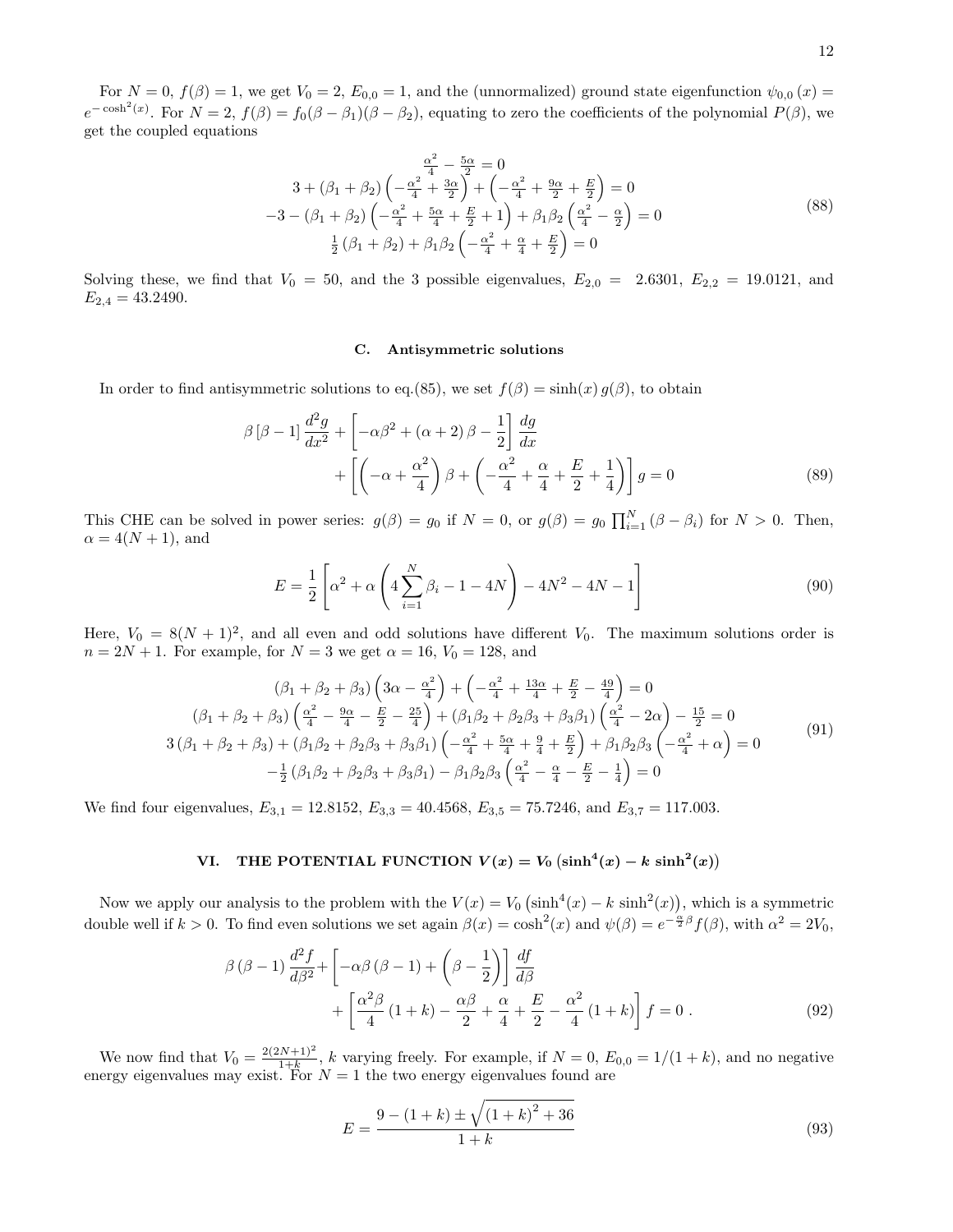For $N = 0$, $f(\beta) = 1$, we get $V_0 = 2$, $E_{0,0} = 1$, and the (unnormalized) ground state eigenfunction $\psi_{0,0}(x) = e^{-\cosh^2(x)}$. For $N = 2$, $f(\beta) = f_0(\beta - \beta_1)(\beta - \beta_2)$, equating to zero the coefficients of the polynomial $P(\beta)$, we get the coupled equations

$$
\begin{gathered}
\frac{\alpha^2}{4} - \frac{5\alpha}{2} = 0 \\
3 + (\beta_1 + \beta_2)\left(-\frac{\alpha^2}{4} + \frac{3\alpha}{2}\right) + \left(-\frac{\alpha^2}{4} + \frac{9\alpha}{2} + \frac{E}{2}\right) = 0 \\
-3 - (\beta_1 + \beta_2)\left(-\frac{\alpha^2}{4} + \frac{5\alpha}{4} + \frac{E}{2} + 1\right) + \beta_1\beta_2\left(\frac{\alpha^2}{4} - \frac{\alpha}{2}\right) = 0 \\
\frac{1}{2}(\beta_1 + \beta_2) + \beta_1\beta_2\left(-\frac{\alpha^2}{4} + \frac{\alpha}{4} + \frac{E}{2}\right) = 0
\end{gathered}
\tag{88}
$$

Solving these, we find that $V_0 = 50$, and the 3 possible eigenvalues, $E_{2,0} = 2.6301$, $E_{2,2} = 19.0121$, and $E_{2,4} = 43.2490$.

### C. Antisymmetric solutions

In order to find antisymmetric solutions to eq.(85), we set $f(\beta) = \sinh(x)\, g(\beta)$, to obtain

$$
\begin{aligned}
\beta\left[\beta - 1\right]\frac{d^2 g}{dx^2} &+ \left[-\alpha\beta^2 + (\alpha + 2)\beta - \frac{1}{2}\right]\frac{dg}{dx} \\
&+ \left[\left(-\alpha + \frac{\alpha^2}{4}\right)\beta + \left(-\frac{\alpha^2}{4} + \frac{\alpha}{4} + \frac{E}{2} + \frac{1}{4}\right)\right] g = 0
\end{aligned}
\tag{89}
$$

This CHE can be solved in power series: $g(\beta) = g_0$ if $N = 0$, or $g(\beta) = g_0 \prod_{i=1}^{N}(\beta - \beta_i)$ for $N > 0$. Then, $\alpha = 4(N + 1)$, and

$$
E = \frac{1}{2}\left[\alpha^2 + \alpha\left(4\sum_{i=1}^{N}\beta_i - 1 - 4N\right) - 4N^2 - 4N - 1\right]
\tag{90}
$$

Here, $V_0 = 8(N + 1)^2$, and all even and odd solutions have different $V_0$. The maximum solutions order is $n = 2N + 1$. For example, for $N = 3$ we get $\alpha = 16$, $V_0 = 128$, and

$$
\begin{gathered}
(\beta_1 + \beta_2 + \beta_3)\left(3\alpha - \frac{\alpha^2}{4}\right) + \left(-\frac{\alpha^2}{4} + \frac{13\alpha}{4} + \frac{E}{2} - \frac{49}{4}\right) = 0 \\
(\beta_1 + \beta_2 + \beta_3)\left(\frac{\alpha^2}{4} - \frac{9\alpha}{4} - \frac{E}{2} - \frac{25}{4}\right) + (\beta_1\beta_2 + \beta_2\beta_3 + \beta_3\beta_1)\left(\frac{\alpha^2}{4} - 2\alpha\right) - \frac{15}{2} = 0 \\
3(\beta_1 + \beta_2 + \beta_3) + (\beta_1\beta_2 + \beta_2\beta_3 + \beta_3\beta_1)\left(-\frac{\alpha^2}{4} + \frac{5\alpha}{4} + \frac{9}{4} + \frac{E}{2}\right) + \beta_1\beta_2\beta_3\left(-\frac{\alpha^2}{4} + \alpha\right) = 0 \\
-\frac{1}{2}(\beta_1\beta_2 + \beta_2\beta_3 + \beta_3\beta_1) - \beta_1\beta_2\beta_3\left(\frac{\alpha^2}{4} - \frac{\alpha}{4} - \frac{E}{2} - \frac{1}{4}\right) = 0
\end{gathered}
\tag{91}
$$

We find four eigenvalues, $E_{3,1} = 12.8152$, $E_{3,3} = 40.4568$, $E_{3,5} = 75.7246$, and $E_{3,7} = 117.003$.

## VI. THE POTENTIAL FUNCTION $V(x) = V_0\left(\sinh^4(x) - k\,\sinh^2(x)\right)$

Now we apply our analysis to the problem with the $V(x) = V_0\left(\sinh^4(x) - k\,\sinh^2(x)\right)$, which is a symmetric double well if $k > 0$. To find even solutions we set again $\beta(x) = \cosh^2(x)$ and $\psi(\beta) = e^{-\frac{\alpha}{2}\beta} f(\beta)$, with $\alpha^2 = 2V_0$,

$$
\begin{aligned}
\beta(\beta - 1)\frac{d^2 f}{d\beta^2} &+ \left[-\alpha\beta(\beta - 1) + \left(\beta - \frac{1}{2}\right)\right]\frac{df}{d\beta} \\
&+ \left[\frac{\alpha^2\beta}{4}(1 + k) - \frac{\alpha\beta}{2} + \frac{\alpha}{4} + \frac{E}{2} - \frac{\alpha^2}{4}(1 + k)\right] f = 0\,.
\end{aligned}
\tag{92}
$$

We now find that $V_0 = \frac{2(2N+1)^2}{1+k}$, $k$ varying freely. For example, if $N = 0$, $E_{0,0} = 1/(1 + k)$, and no negative energy eigenvalues may exist. For $N = 1$ the two energy eigenvalues found are

$$
E = \frac{9 - (1 + k) \pm \sqrt{(1 + k)^2 + 36}}{1 + k}
\tag{93}
$$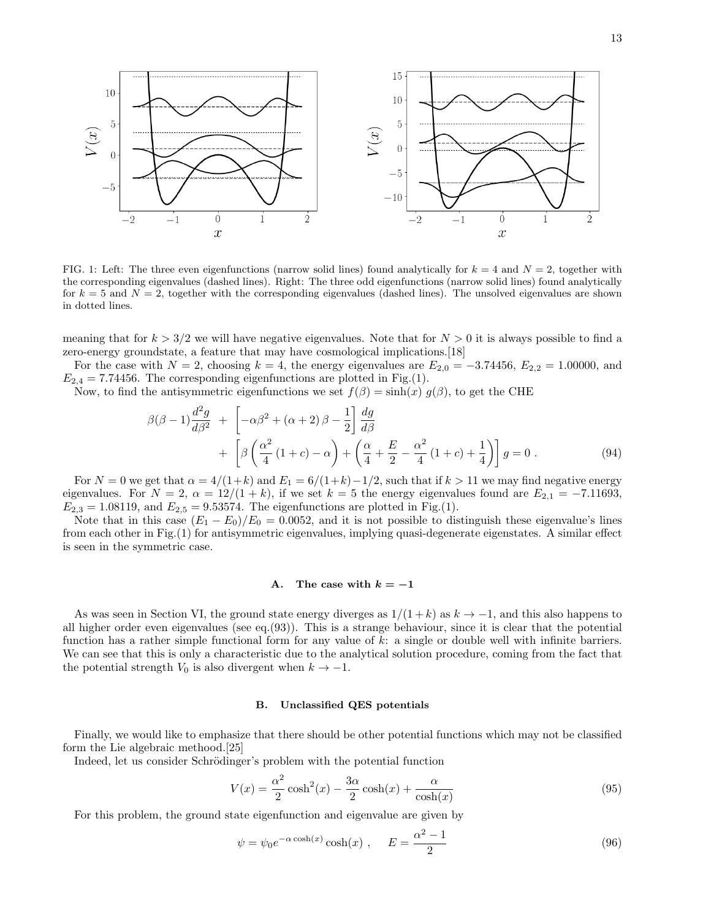FIG. 1: Left: The three even eigenfunctions (narrow solid lines) found analytically for $k = 4$ and $N = 2$, together with the corresponding eigenvalues (dashed lines). Right: The three odd eigenfunctions (narrow solid lines) found analytically for $k = 5$ and $N = 2$, together with the corresponding eigenvalues (dashed lines). The unsolved eigenvalues are shown in dotted lines.

meaning that for $k > 3/2$ we will have negative eigenvalues. Note that for $N > 0$ it is always possible to find a zero-energy groundstate, a feature that may have cosmological implications.[18]

For the case with $N = 2$, choosing $k = 4$, the energy eigenvalues are $E_{2,0} = -3.74456$, $E_{2,2} = 1.00000$, and $E_{2,4} = 7.74456$. The corresponding eigenfunctions are plotted in Fig.(1).

Now, to find the antisymmetric eigenfunctions we set $f(\beta) = \sinh(x)\; g(\beta)$, to get the CHE

$$
\begin{aligned}
\beta(\beta-1)\frac{d^2g}{d\beta^2} \;&+\; \left[-\alpha\beta^2 + (\alpha+2)\,\beta - \frac{1}{2}\right]\frac{dg}{d\beta} \\
&+\; \left[\beta\left(\frac{\alpha^2}{4}\,(1+c) - \alpha\right) + \left(\frac{\alpha}{4} + \frac{E}{2} - \frac{\alpha^2}{4}\,(1+c) + \frac{1}{4}\right)\right] g = 0\;. 
\end{aligned}
\tag{94}
$$

For $N = 0$ we get that $\alpha = 4/(1+k)$ and $E_1 = 6/(1+k) - 1/2$, such that if $k > 11$ we may find negative energy eigenvalues. For $N = 2$, $\alpha = 12/(1+k)$, if we set $k = 5$ the energy eigenvalues found are $E_{2,1} = -7.11693$, $E_{2,3} = 1.08119$, and $E_{2,5} = 9.53574$. The eigenfunctions are plotted in Fig.(1).

Note that in this case $(E_1 - E_0)/E_0 = 0.0052$, and it is not possible to distinguish these eigenvalue's lines from each other in Fig.(1) for antisymmetric eigenvalues, implying quasi-degenerate eigenstates. A similar effect is seen in the symmetric case.

### A. The case with $k = -1$

As was seen in Section VI, the ground state energy diverges as $1/(1+k)$ as $k \to -1$, and this also happens to all higher order even eigenvalues (see eq.(93)). This is a strange behaviour, since it is clear that the potential function has a rather simple functional form for any value of $k$: a single or double well with infinite barriers. We can see that this is only a characteristic due to the analytical solution procedure, coming from the fact that the potential strength $V_0$ is also divergent when $k \to -1$.

### B. Unclassified QES potentials

Finally, we would like to emphasize that there should be other potential functions which may not be classified form the Lie algebraic method.[25]

Indeed, let us consider Schrödinger's problem with the potential function

$$
V(x) = \frac{\alpha^2}{2}\cosh^2(x) - \frac{3\alpha}{2}\cosh(x) + \frac{\alpha}{\cosh(x)} \tag{95}
$$

For this problem, the ground state eigenfunction and eigenvalue are given by

$$
\psi = \psi_0 e^{-\alpha\cosh(x)}\cosh(x)\;, \qquad E = \frac{\alpha^2 - 1}{2} \tag{96}
$$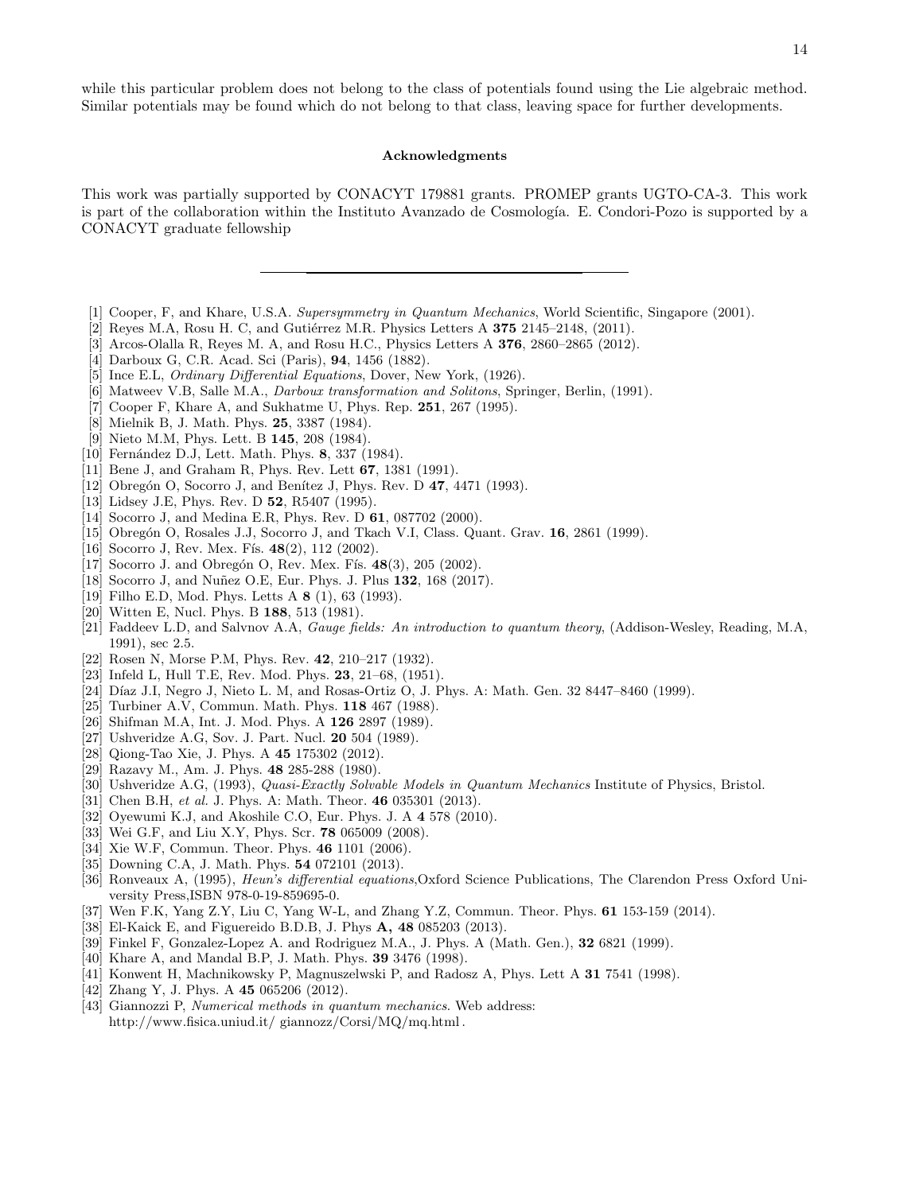while this particular problem does not belong to the class of potentials found using the Lie algebraic method. Similar potentials may be found which do not belong to that class, leaving space for further developments.

### Acknowledgments

This work was partially supported by CONACYT 179881 grants. PROMEP grants UGTO-CA-3. This work is part of the collaboration within the Instituto Avanzado de Cosmología. E. Condori-Pozo is supported by a CONACYT graduate fellowship

---

[1] Cooper, F, and Khare, U.S.A. *Supersymmetry in Quantum Mechanics*, World Scientific, Singapore (2001).
[2] Reyes M.A, Rosu H. C, and Gutiérrez M.R. Physics Letters A **375** 2145–2148, (2011).
[3] Arcos-Olalla R, Reyes M. A, and Rosu H.C., Physics Letters A **376**, 2860–2865 (2012).
[4] Darboux G, C.R. Acad. Sci (Paris), **94**, 1456 (1882).
[5] Ince E.L, *Ordinary Differential Equations*, Dover, New York, (1926).
[6] Matweev V.B, Salle M.A., *Darboux transformation and Solitons*, Springer, Berlin, (1991).
[7] Cooper F, Khare A, and Sukhatme U, Phys. Rep. **251**, 267 (1995).
[8] Mielnik B, J. Math. Phys. **25**, 3387 (1984).
[9] Nieto M.M, Phys. Lett. B **145**, 208 (1984).
[10] Fernández D.J, Lett. Math. Phys. **8**, 337 (1984).
[11] Bene J, and Graham R, Phys. Rev. Lett **67**, 1381 (1991).
[12] Obregón O, Socorro J, and Benítez J, Phys. Rev. D **47**, 4471 (1993).
[13] Lidsey J.E, Phys. Rev. D **52**, R5407 (1995).
[14] Socorro J, and Medina E.R, Phys. Rev. D **61**, 087702 (2000).
[15] Obregón O, Rosales J.J, Socorro J, and Tkach V.I, Class. Quant. Grav. **16**, 2861 (1999).
[16] Socorro J, Rev. Mex. Fís. **48**(2), 112 (2002).
[17] Socorro J. and Obregón O, Rev. Mex. Fís. **48**(3), 205 (2002).
[18] Socorro J, and Nuñez O.E, Eur. Phys. J. Plus **132**, 168 (2017).
[19] Filho E.D, Mod. Phys. Letts A **8** (1), 63 (1993).
[20] Witten E, Nucl. Phys. B **188**, 513 (1981).
[21] Faddeev L.D, and Salvnov A.A, *Gauge fields: An introduction to quantum theory*, (Addison-Wesley, Reading, M.A, 1991), sec 2.5.
[22] Rosen N, Morse P.M, Phys. Rev. **42**, 210–217 (1932).
[23] Infeld L, Hull T.E, Rev. Mod. Phys. **23**, 21–68, (1951).
[24] Díaz J.I, Negro J, Nieto L. M, and Rosas-Ortiz O, J. Phys. A: Math. Gen. 32 8447–8460 (1999).
[25] Turbiner A.V, Commun. Math. Phys. **118** 467 (1988).
[26] Shifman M.A, Int. J. Mod. Phys. A **126** 2897 (1989).
[27] Ushveridze A.G, Sov. J. Part. Nucl. **20** 504 (1989).
[28] Qiong-Tao Xie, J. Phys. A **45** 175302 (2012).
[29] Razavy M., Am. J. Phys. **48** 285-288 (1980).
[30] Ushveridze A.G, (1993), *Quasi-Exactly Solvable Models in Quantum Mechanics* Institute of Physics, Bristol.
[31] Chen B.H, *et al.* J. Phys. A: Math. Theor. **46** 035301 (2013).
[32] Oyewumi K.J, and Akoshile C.O, Eur. Phys. J. A **4** 578 (2010).
[33] Wei G.F, and Liu X.Y, Phys. Scr. **78** 065009 (2008).
[34] Xie W.F, Commun. Theor. Phys. **46** 1101 (2006).
[35] Downing C.A, J. Math. Phys. **54** 072101 (2013).
[36] Ronveaux A, (1995), *Heun's differential equations*,Oxford Science Publications, The Clarendon Press Oxford University Press,ISBN 978-0-19-859695-0.
[37] Wen F.K, Yang Z.Y, Liu C, Yang W-L, and Zhang Y.Z, Commun. Theor. Phys. **61** 153-159 (2014).
[38] El-Kaick E, and Figuereido B.D.B, J. Phys **A, 48** 085203 (2013).
[39] Finkel F, Gonzalez-Lopez A. and Rodriguez M.A., J. Phys. A (Math. Gen.), **32** 6821 (1999).
[40] Khare A, and Mandal B.P, J. Math. Phys. **39** 3476 (1998).
[41] Konwent H, Machnikowsky P, Magnuszelwski P, and Radosz A, Phys. Lett A **31** 7541 (1998).
[42] Zhang Y, J. Phys. A **45** 065206 (2012).
[43] Giannozzi P, *Numerical methods in quantum mechanics*. Web address: http://www.fisica.uniud.it/ giannozz/Corsi/MQ/mq.html .